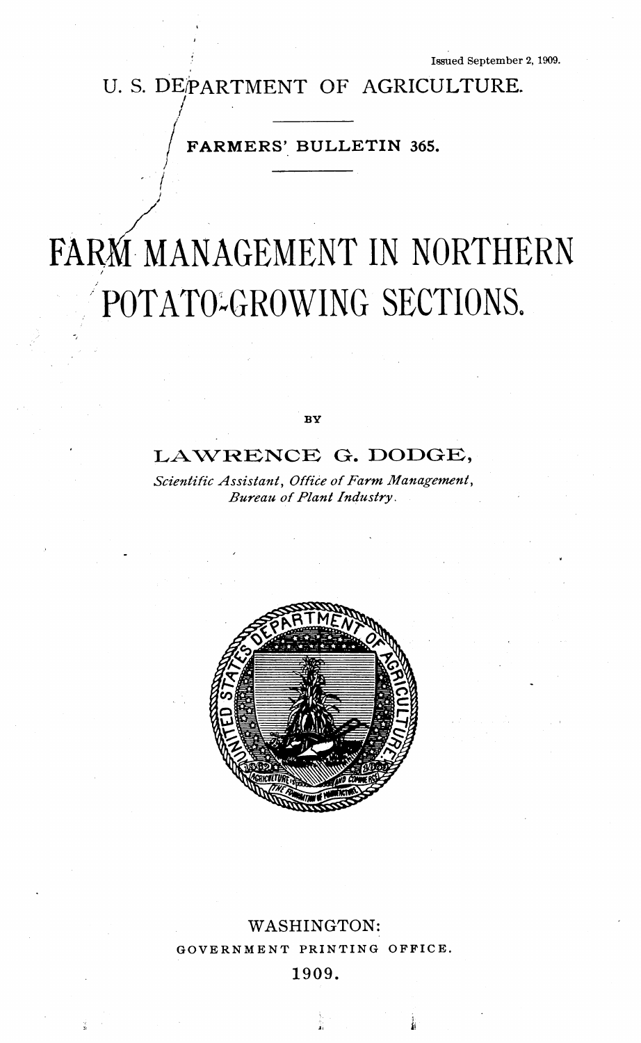Issued September 2, 1909.

U. S. DEPARTMENT OF AGRICULTURE.

FARMERS' BULLETIN 365.

# FARM MANAGEMENT IN NORTHERN POTATO-GROWING SECTIONS.

BY

**LAWRENCE G. DODGE,**

*Scientific Assistant, Office of Farm Management, Bureau of Plant Industry.*

WASHINGTON:
GOVERNMENT PRINTING OFFICE.
1909.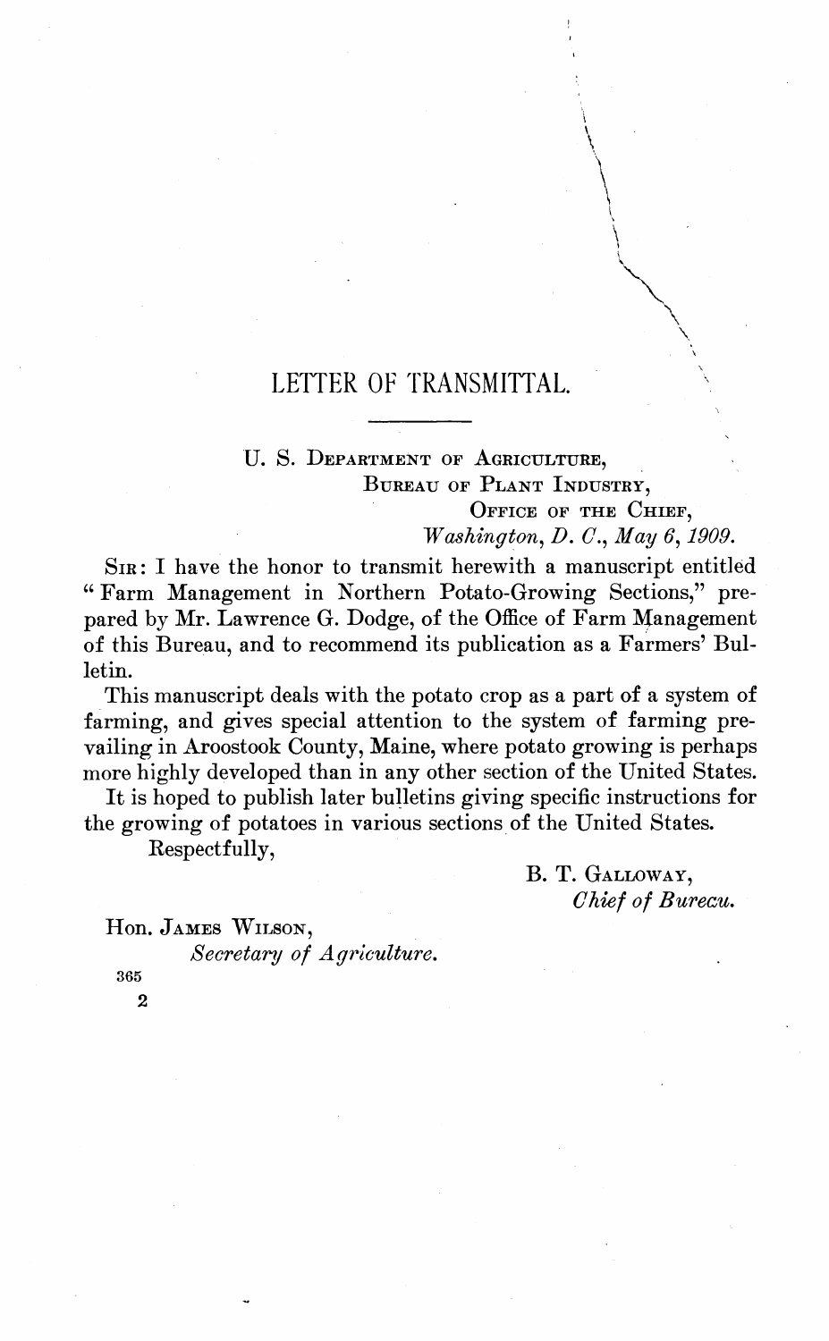# LETTER OF TRANSMITTAL.

U. S. Department of Agriculture,
Bureau of Plant Industry,
Office of the Chief,
*Washington, D. C., May 6, 1909.*

Sir: I have the honor to transmit herewith a manuscript entitled "Farm Management in Northern Potato-Growing Sections," prepared by Mr. Lawrence G. Dodge, of the Office of Farm Management of this Bureau, and to recommend its publication as a Farmers' Bulletin.

This manuscript deals with the potato crop as a part of a system of farming, and gives special attention to the system of farming prevailing in Aroostook County, Maine, where potato growing is perhaps more highly developed than in any other section of the United States.

It is hoped to publish later bulletins giving specific instructions for the growing of potatoes in various sections of the United States.

Respectfully,

B. T. Galloway,
*Chief of Bureau.*

Hon. James Wilson,
*Secretary of Agriculture.*

365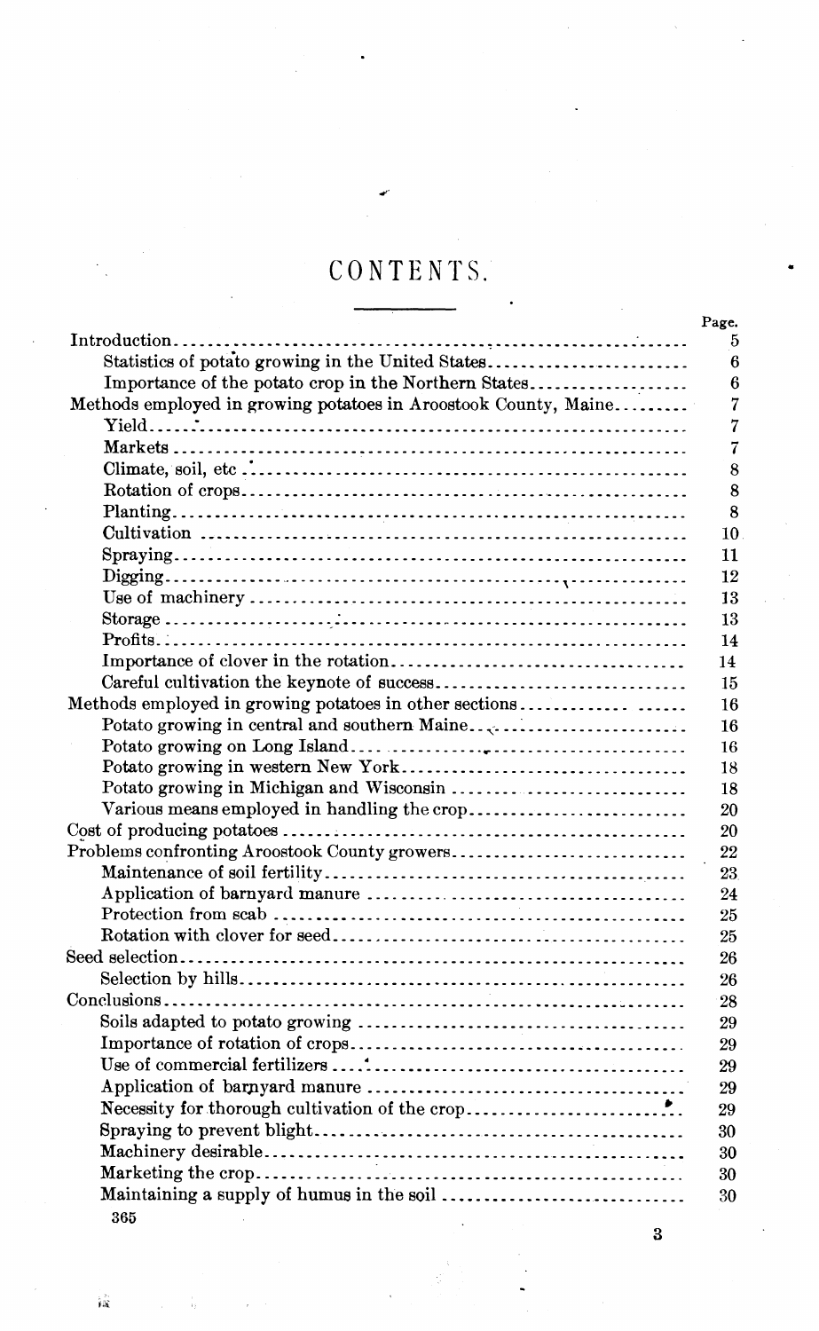# CONTENTS.

| | Page. |
|---|---|
| Introduction | 5 |
| Statistics of potato growing in the United States | 6 |
| Importance of the potato crop in the Northern States | 6 |
| Methods employed in growing potatoes in Aroostook County, Maine | 7 |
| Yield | 7 |
| Markets | 7 |
| Climate, soil, etc | 8 |
| Rotation of crops | 8 |
| Planting | 8 |
| Cultivation | 10 |
| Spraying | 11 |
| Digging | 12 |
| Use of machinery | 13 |
| Storage | 13 |
| Profits | 14 |
| Importance of clover in the rotation | 14 |
| Careful cultivation the keynote of success | 15 |
| Methods employed in growing potatoes in other sections | 16 |
| Potato growing in central and southern Maine | 16 |
| Potato growing on Long Island | 16 |
| Potato growing in western New York | 18 |
| Potato growing in Michigan and Wisconsin | 18 |
| Various means employed in handling the crop | 20 |
| Cost of producing potatoes | 20 |
| Problems confronting Aroostook County growers | 22 |
| Maintenance of soil fertility | 23 |
| Application of barnyard manure | 24 |
| Protection from scab | 25 |
| Rotation with clover for seed | 25 |
| Seed selection | 26 |
| Selection by hills | 26 |
| Conclusions | 28 |
| Soils adapted to potato growing | 29 |
| Importance of rotation of crops | 29 |
| Use of commercial fertilizers | 29 |
| Application of barnyard manure | 29 |
| Necessity for thorough cultivation of the crop | 29 |
| Spraying to prevent blight | 30 |
| Machinery desirable | 30 |
| Marketing the crop | 30 |
| Maintaining a supply of humus in the soil | 30 |

365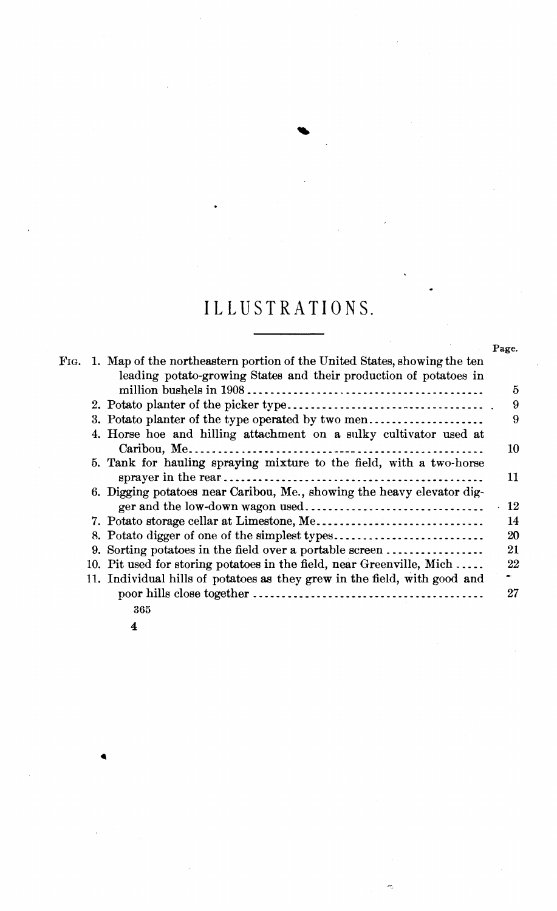# ILLUSTRATIONS.

| | Page. |
|---|---|
| FIG. 1. Map of the northeastern portion of the United States, showing the ten leading potato-growing States and their production of potatoes in million bushels in 1908 | 5 |
| 2. Potato planter of the picker type | 9 |
| 3. Potato planter of the type operated by two men | 9 |
| 4. Horse hoe and hilling attachment on a sulky cultivator used at Caribou, Me. | 10 |
| 5. Tank for hauling spraying mixture to the field, with a two-horse sprayer in the rear | 11 |
| 6. Digging potatoes near Caribou, Me., showing the heavy elevator digger and the low-down wagon used | 12 |
| 7. Potato storage cellar at Limestone, Me. | 14 |
| 8. Potato digger of one of the simplest types | 20 |
| 9. Sorting potatoes in the field over a portable screen | 21 |
| 10. Pit used for storing potatoes in the field, near Greenville, Mich | 22 |
| 11. Individual hills of potatoes as they grew in the field, with good and poor hills close together | 27 |

365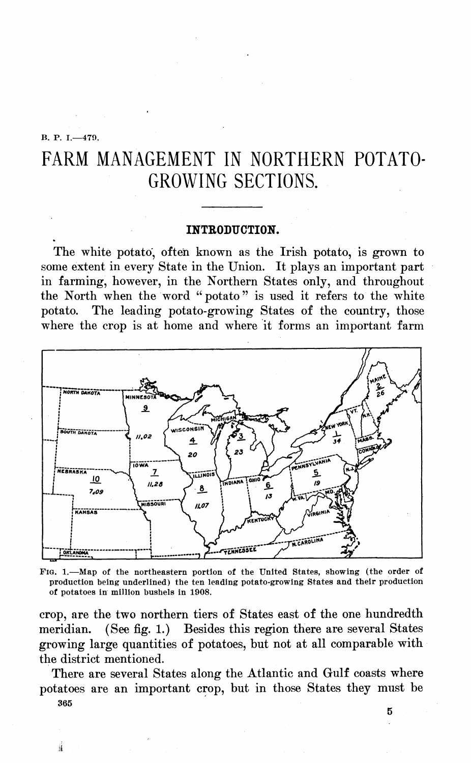B. P. I.—479.

# FARM MANAGEMENT IN NORTHERN POTATO-GROWING SECTIONS.

## INTRODUCTION.

The white potato, often known as the Irish potato, is grown to some extent in every State in the Union. It plays an important part in farming, however, in the Northern States only, and throughout the North when the word "potato" is used it refers to the white potato. The leading potato-growing States of the country, those where the crop is at home and where it forms an important farm crop, are the two northern tiers of States east of the one hundredth meridian. (See fig. 1.) Besides this region there are several States growing large quantities of potatoes, but not at all comparable with the district mentioned.

FIG. 1.—Map of the northeastern portion of the United States, showing (the order of production being underlined) the ten leading potato-growing States and their production of potatoes in million bushels in 1908.

There are several States along the Atlantic and Gulf coasts where potatoes are an important crop, but in those States they must be

365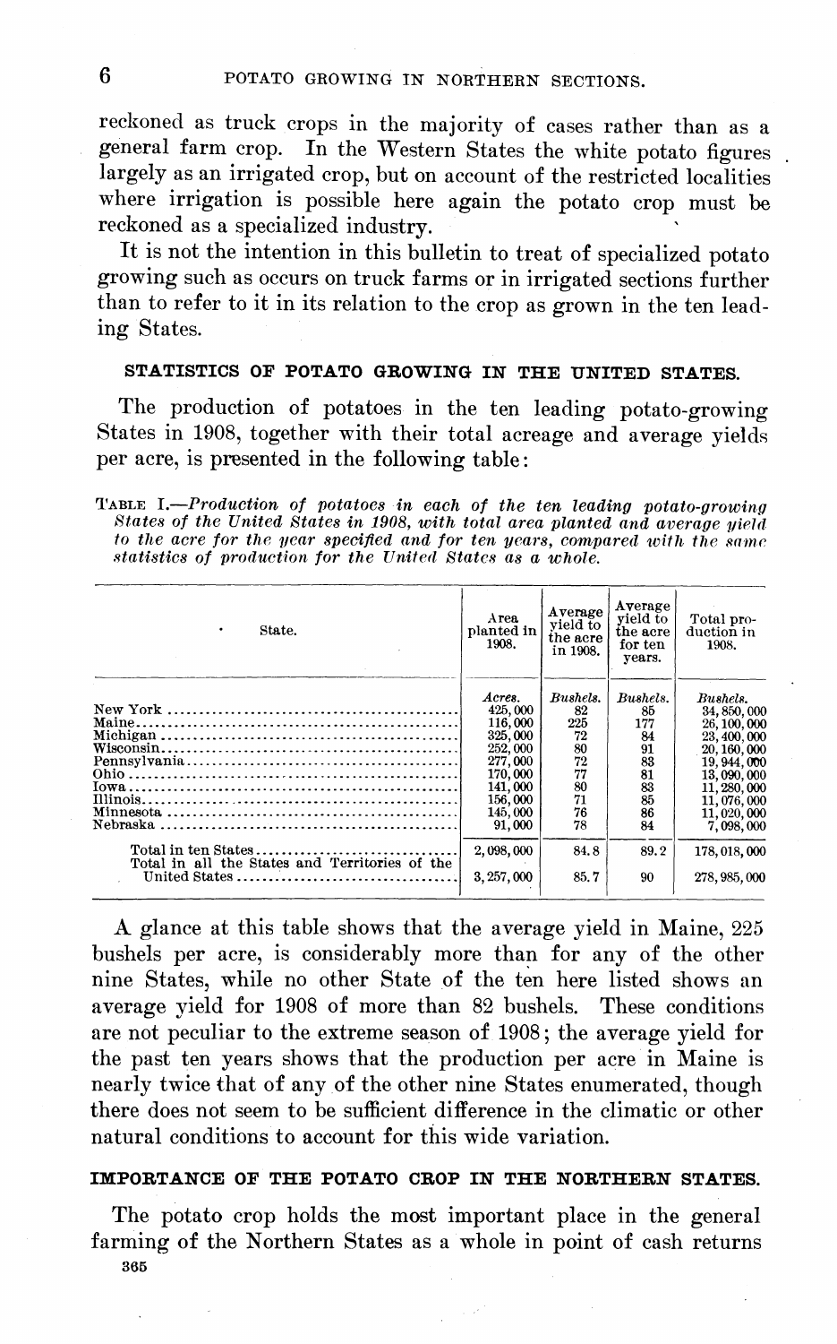reckoned as truck crops in the majority of cases rather than as a general farm crop. In the Western States the white potato figures largely as an irrigated crop, but on account of the restricted localities where irrigation is possible here again the potato crop must be reckoned as a specialized industry.

It is not the intention in this bulletin to treat of specialized potato growing such as occurs on truck farms or in irrigated sections further than to refer to it in its relation to the crop as grown in the ten leading States.

## STATISTICS OF POTATO GROWING IN THE UNITED STATES.

The production of potatoes in the ten leading potato-growing States in 1908, together with their total acreage and average yields per acre, is presented in the following table:

TABLE I.—*Production of potatoes in each of the ten leading potato-growing States of the United States in 1908, with total area planted and average yield to the acre for the year specified and for ten years, compared with the same statistics of production for the United States as a whole.*

| State. | Area planted in 1908. | Average yield to the acre in 1908. | Average yield to the acre for ten years. | Total production in 1908. |
|---|---|---|---|---|
| | *Acres.* | *Bushels.* | *Bushels.* | *Bushels.* |
| New York | 425,000 | 82 | 85 | 34,850,000 |
| Maine | 116,000 | 225 | 177 | 26,100,000 |
| Michigan | 325,000 | 72 | 84 | 23,400,000 |
| Wisconsin | 252,000 | 80 | 91 | 20,160,000 |
| Pennsylvania | 277,000 | 72 | 83 | 19,944,000 |
| Ohio | 170,000 | 77 | 81 | 13,090,000 |
| Iowa | 141,000 | 80 | 83 | 11,280,000 |
| Illinois | 156,000 | 71 | 85 | 11,076,000 |
| Minnesota | 145,000 | 76 | 86 | 11,020,000 |
| Nebraska | 91,000 | 78 | 84 | 7,098,000 |
| Total in ten States | 2,098,000 | 84.8 | 89.2 | 178,018,000 |
| Total in all the States and Territories of the United States | 3,257,000 | 85.7 | 90 | 278,985,000 |

A glance at this table shows that the average yield in Maine, 225 bushels per acre, is considerably more than for any of the other nine States, while no other State of the ten here listed shows an average yield for 1908 of more than 82 bushels. These conditions are not peculiar to the extreme season of 1908; the average yield for the past ten years shows that the production per acre in Maine is nearly twice that of any of the other nine States enumerated, though there does not seem to be sufficient difference in the climatic or other natural conditions to account for this wide variation.

## IMPORTANCE OF THE POTATO CROP IN THE NORTHERN STATES.

The potato crop holds the most important place in the general farming of the Northern States as a whole in point of cash returns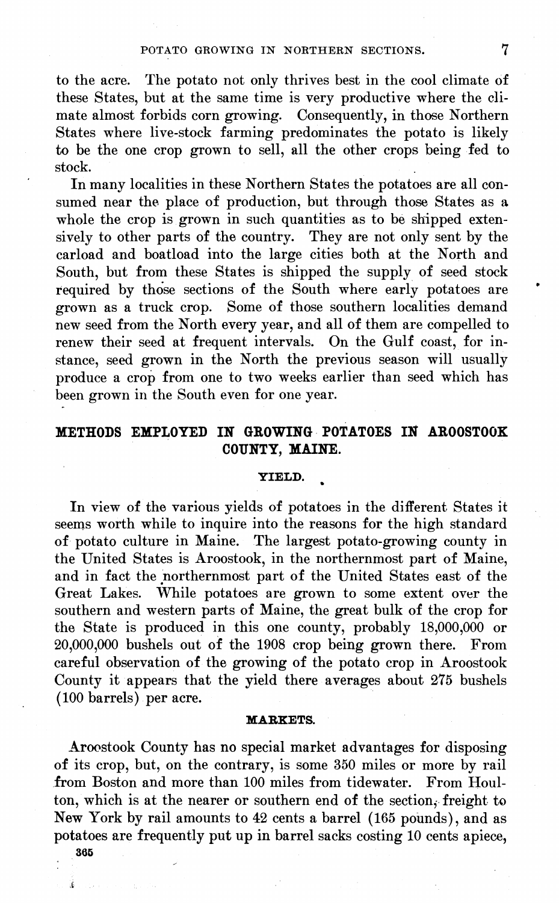to the acre. The potato not only thrives best in the cool climate of these States, but at the same time is very productive where the climate almost forbids corn growing. Consequently, in those Northern States where live-stock farming predominates the potato is likely to be the one crop grown to sell, all the other crops being fed to stock.

In many localities in these Northern States the potatoes are all consumed near the place of production, but through those States as a whole the crop is grown in such quantities as to be shipped extensively to other parts of the country. They are not only sent by the carload and boatload into the large cities both at the North and South, but from these States is shipped the supply of seed stock required by those sections of the South where early potatoes are grown as a truck crop. Some of those southern localities demand new seed from the North every year, and all of them are compelled to renew their seed at frequent intervals. On the Gulf coast, for instance, seed grown in the North the previous season will usually produce a crop from one to two weeks earlier than seed which has been grown in the South even for one year.

## METHODS EMPLOYED IN GROWING POTATOES IN AROOSTOOK COUNTY, MAINE.

### YIELD.

In view of the various yields of potatoes in the different States it seems worth while to inquire into the reasons for the high standard of potato culture in Maine. The largest potato-growing county in the United States is Aroostook, in the northernmost part of Maine, and in fact the northernmost part of the United States east of the Great Lakes. While potatoes are grown to some extent over the southern and western parts of Maine, the great bulk of the crop for the State is produced in this one county, probably 18,000,000 or 20,000,000 bushels out of the 1908 crop being grown there. From careful observation of the growing of the potato crop in Aroostook County it appears that the yield there averages about 275 bushels (100 barrels) per acre.

### MARKETS.

Aroostook County has no special market advantages for disposing of its crop, but, on the contrary, is some 350 miles or more by rail from Boston and more than 100 miles from tidewater. From Houlton, which is at the nearer or southern end of the section, freight to New York by rail amounts to 42 cents a barrel (165 pounds), and as potatoes are frequently put up in barrel sacks costing 10 cents apiece,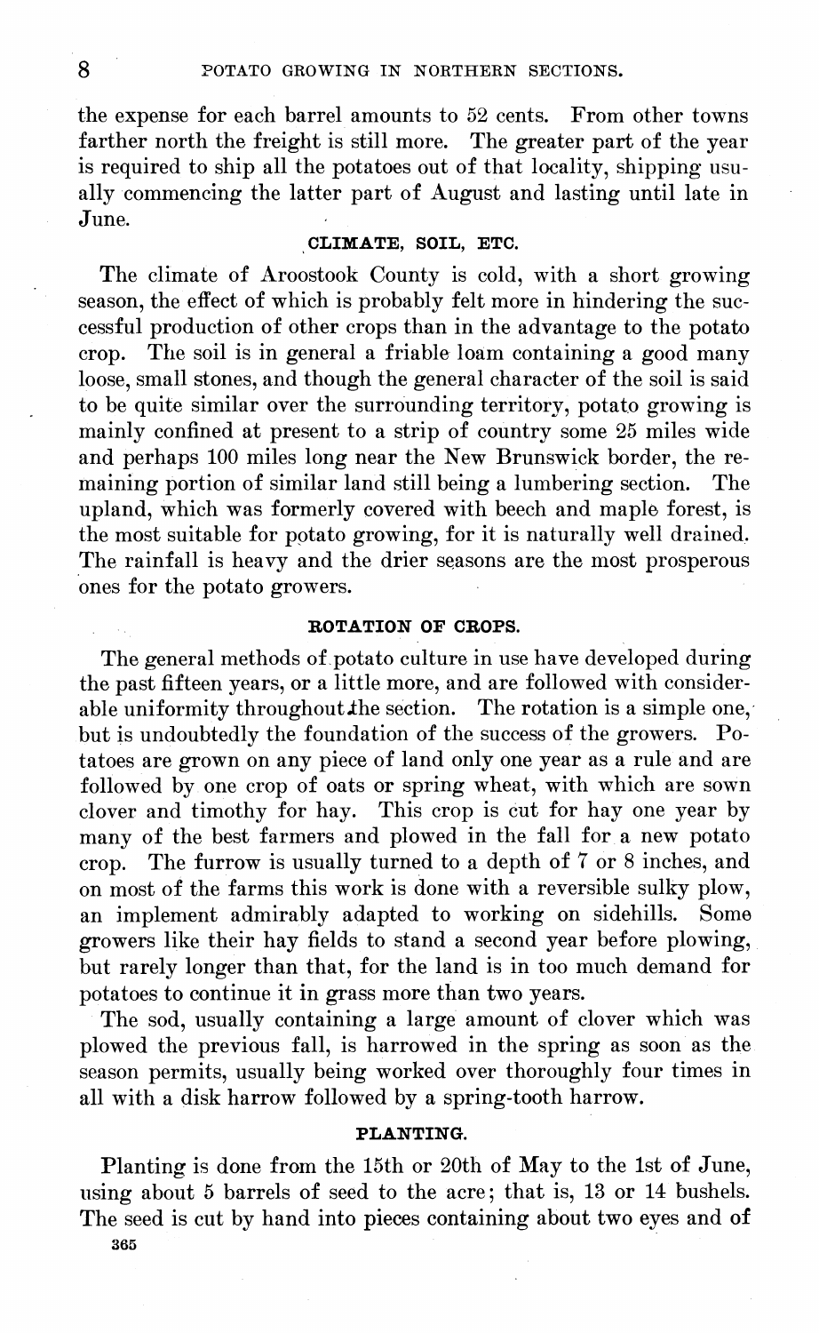the expense for each barrel amounts to 52 cents. From other towns farther north the freight is still more. The greater part of the year is required to ship all the potatoes out of that locality, shipping usually commencing the latter part of August and lasting until late in June.

### CLIMATE, SOIL, ETC.

The climate of Aroostook County is cold, with a short growing season, the effect of which is probably felt more in hindering the successful production of other crops than in the advantage to the potato crop. The soil is in general a friable loam containing a good many loose, small stones, and though the general character of the soil is said to be quite similar over the surrounding territory, potato growing is mainly confined at present to a strip of country some 25 miles wide and perhaps 100 miles long near the New Brunswick border, the remaining portion of similar land still being a lumbering section. The upland, which was formerly covered with beech and maple forest, is the most suitable for potato growing, for it is naturally well drained. The rainfall is heavy and the drier seasons are the most prosperous ones for the potato growers.

### ROTATION OF CROPS.

The general methods of potato culture in use have developed during the past fifteen years, or a little more, and are followed with considerable uniformity throughout the section. The rotation is a simple one, but is undoubtedly the foundation of the success of the growers. Potatoes are grown on any piece of land only one year as a rule and are followed by one crop of oats or spring wheat, with which are sown clover and timothy for hay. This crop is cut for hay one year by many of the best farmers and plowed in the fall for a new potato crop. The furrow is usually turned to a depth of 7 or 8 inches, and on most of the farms this work is done with a reversible sulky plow, an implement admirably adapted to working on sidehills. Some growers like their hay fields to stand a second year before plowing, but rarely longer than that, for the land is in too much demand for potatoes to continue it in grass more than two years.

The sod, usually containing a large amount of clover which was plowed the previous fall, is harrowed in the spring as soon as the season permits, usually being worked over thoroughly four times in all with a disk harrow followed by a spring-tooth harrow.

### PLANTING.

Planting is done from the 15th or 20th of May to the 1st of June, using about 5 barrels of seed to the acre; that is, 13 or 14 bushels. The seed is cut by hand into pieces containing about two eyes and of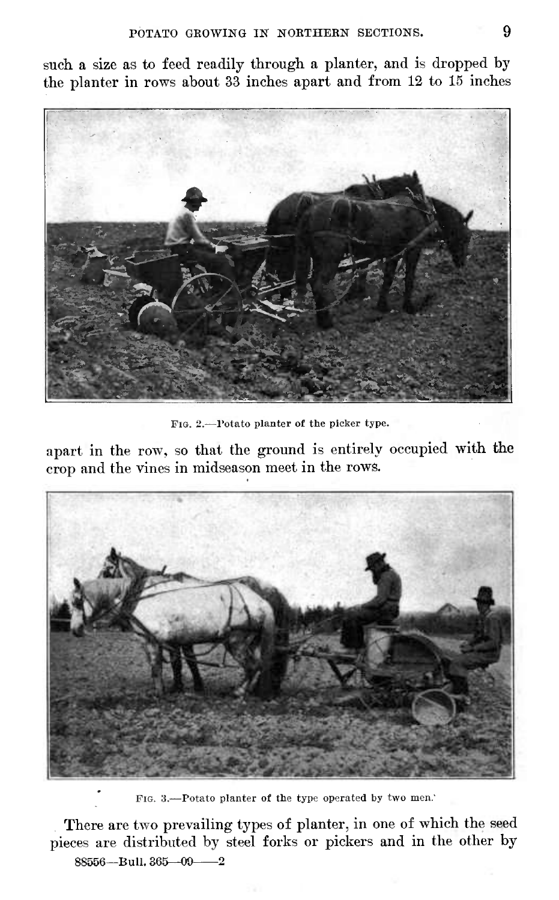such a size as to feed readily through a planter, and is dropped by the planter in rows about 33 inches apart and from 12 to 15 inches

FIG. 2.—Potato planter of the picker type.

apart in the row, so that the ground is entirely occupied with the crop and the vines in midseason meet in the rows.

FIG. 3.—Potato planter of the type operated by two men.

There are two prevailing types of planter, in one of which the seed pieces are distributed by steel forks or pickers and in the other by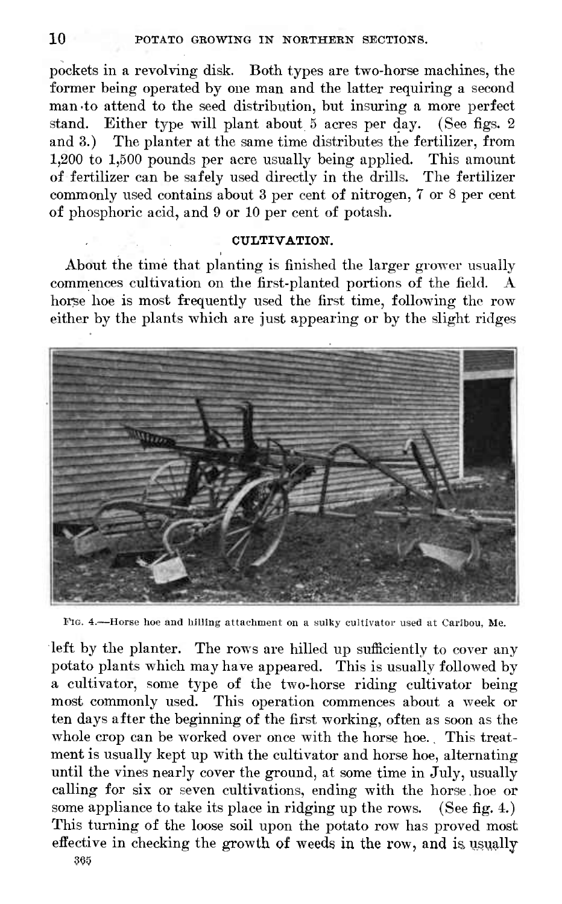pockets in a revolving disk. Both types are two-horse machines, the former being operated by one man and the latter requiring a second man to attend to the seed distribution, but insuring a more perfect stand. Either type will plant about 5 acres per day. (See figs. 2 and 3.) The planter at the same time distributes the fertilizer, from 1,200 to 1,500 pounds per acre usually being applied. This amount of fertilizer can be safely used directly in the drills. The fertilizer commonly used contains about 3 per cent of nitrogen, 7 or 8 per cent of phosphoric acid, and 9 or 10 per cent of potash.

## CULTIVATION.

About the time that planting is finished the larger grower usually commences cultivation on the first-planted portions of the field. A horse hoe is most frequently used the first time, following the row either by the plants which are just appearing or by the slight ridges

FIG. 4.—Horse hoe and hilling attachment on a sulky cultivator used at Caribou, Me.

left by the planter. The rows are hilled up sufficiently to cover any potato plants which may have appeared. This is usually followed by a cultivator, some type of the two-horse riding cultivator being most commonly used. This operation commences about a week or ten days after the beginning of the first working, often as soon as the whole crop can be worked over once with the horse hoe. This treatment is usually kept up with the cultivator and horse hoe, alternating until the vines nearly cover the ground, at some time in July, usually calling for six or seven cultivations, ending with the horse hoe or some appliance to take its place in ridging up the rows. (See fig. 4.) This turning of the loose soil upon the potato row has proved most effective in checking the growth of weeds in the row, and is usually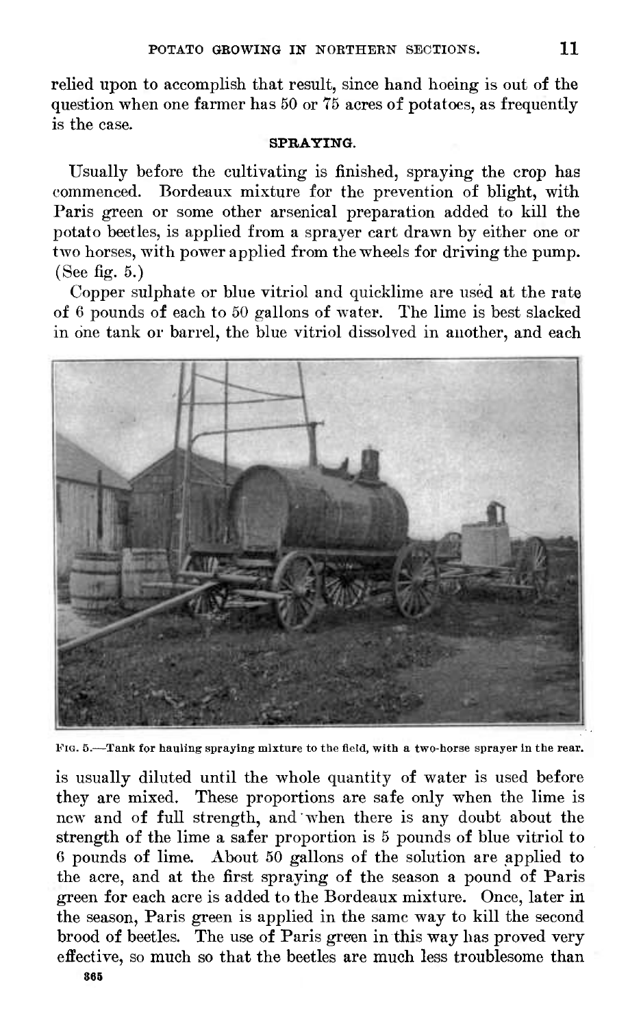relied upon to accomplish that result, since hand hoeing is out of the question when one farmer has 50 or 75 acres of potatoes, as frequently is the case.

### SPRAYING.

Usually before the cultivating is finished, spraying the crop has commenced. Bordeaux mixture for the prevention of blight, with Paris green or some other arsenical preparation added to kill the potato beetles, is applied from a sprayer cart drawn by either one or two horses, with power applied from the wheels for driving the pump. (See fig. 5.)

Copper sulphate or blue vitriol and quicklime are used at the rate of 6 pounds of each to 50 gallons of water. The lime is best slacked in one tank or barrel, the blue vitriol dissolved in another, and each is usually diluted until the whole quantity of water is used before they are mixed. These proportions are safe only when the lime is new and of full strength, and when there is any doubt about the strength of the lime a safer proportion is 5 pounds of blue vitriol to 6 pounds of lime. About 50 gallons of the solution are applied to the acre, and at the first spraying of the season a pound of Paris green for each acre is added to the Bordeaux mixture. Once, later in the season, Paris green is applied in the same way to kill the second brood of beetles. The use of Paris green in this way has proved very effective, so much so that the beetles are much less troublesome than

FIG. 5.—Tank for hauling spraying mixture to the field, with a two-horse sprayer in the rear.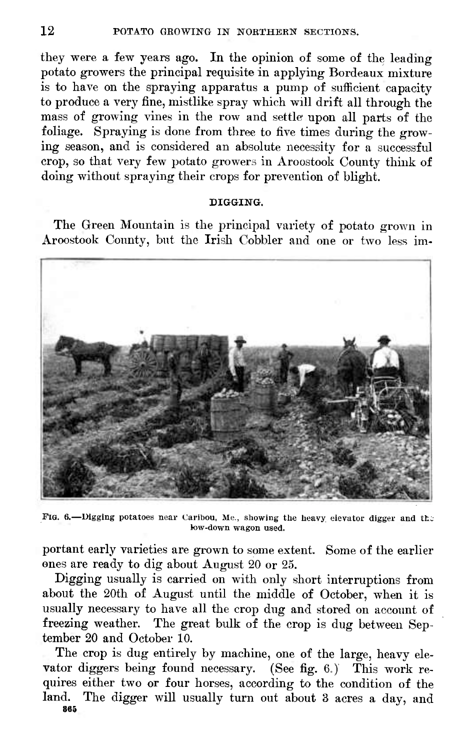they were a few years ago. In the opinion of some of the leading potato growers the principal requisite in applying Bordeaux mixture is to have on the spraying apparatus a pump of sufficient capacity to produce a very fine, mistlike spray which will drift all through the mass of growing vines in the row and settle upon all parts of the foliage. Spraying is done from three to five times during the growing season, and is considered an absolute necessity for a successful crop, so that very few potato growers in Aroostook County think of doing without spraying their crops for prevention of blight.

## DIGGING.

The Green Mountain is the principal variety of potato grown in Aroostook County, but the Irish Cobbler and one or two less important early varieties are grown to some extent. Some of the earlier ones are ready to dig about August 20 or 25.

FIG. 6.—Digging potatoes near Caribou, Me., showing the heavy elevator digger and the low-down wagon used.

Digging usually is carried on with only short interruptions from about the 20th of August until the middle of October, when it is usually necessary to have all the crop dug and stored on account of freezing weather. The great bulk of the crop is dug between September 20 and October 10.

The crop is dug entirely by machine, one of the large, heavy elevator diggers being found necessary. (See fig. 6.) This work requires either two or four horses, according to the condition of the land. The digger will usually turn out about 3 acres a day, and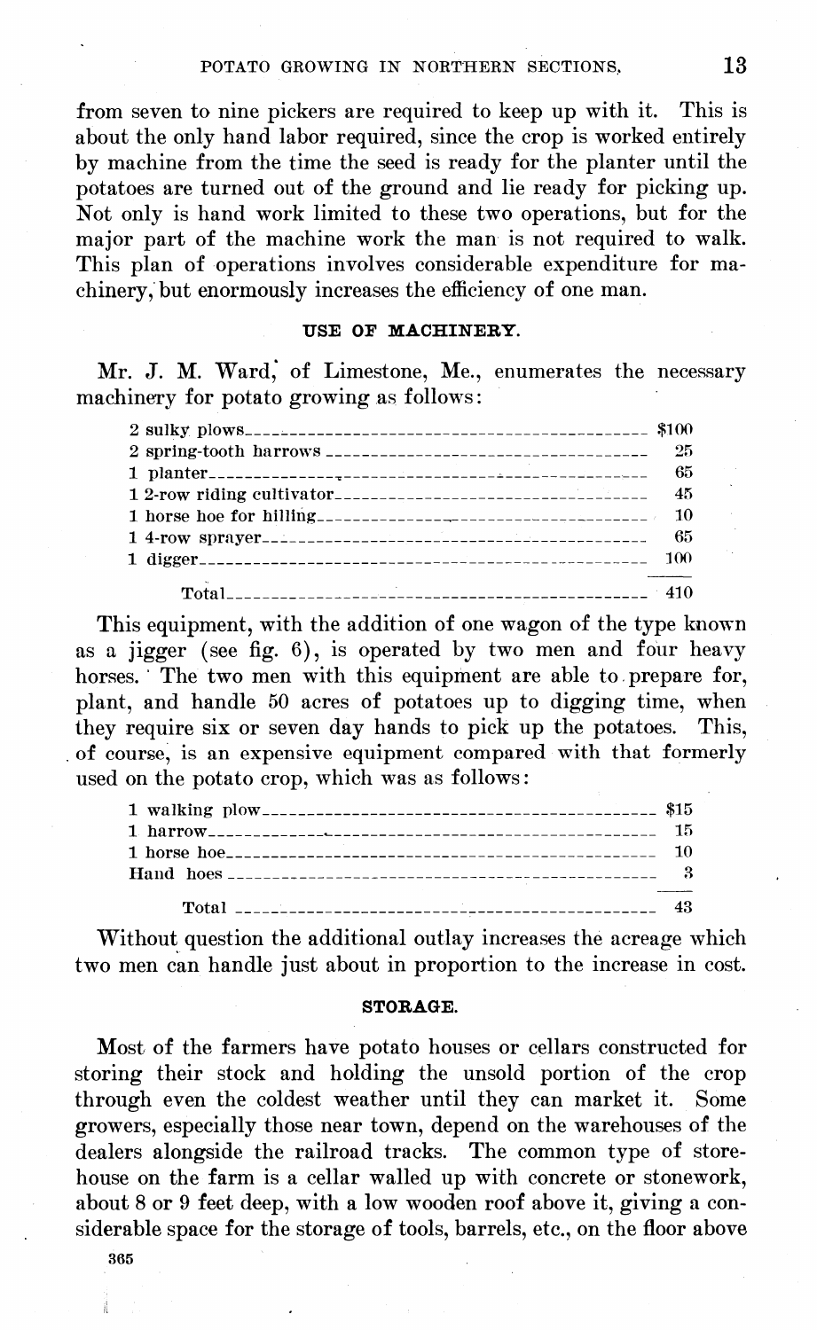from seven to nine pickers are required to keep up with it. This is about the only hand labor required, since the crop is worked entirely by machine from the time the seed is ready for the planter until the potatoes are turned out of the ground and lie ready for picking up. Not only is hand work limited to these two operations, but for the major part of the machine work the man is not required to walk. This plan of operations involves considerable expenditure for machinery, but enormously increases the efficiency of one man.

### USE OF MACHINERY.

Mr. J. M. Ward, of Limestone, Me., enumerates the necessary machinery for potato growing as follows:

| | |
|---|---|
| 2 sulky plows | $100 |
| 2 spring-tooth harrows | 25 |
| 1 planter | 65 |
| 1 2-row riding cultivator | 45 |
| 1 horse hoe for hilling | 10 |
| 1 4-row sprayer | 65 |
| 1 digger | 100 |
| Total | 410 |

This equipment, with the addition of one wagon of the type known as a jigger (see fig. 6), is operated by two men and four heavy horses. The two men with this equipment are able to prepare for, plant, and handle 50 acres of potatoes up to digging time, when they require six or seven day hands to pick up the potatoes. This, of course, is an expensive equipment compared with that formerly used on the potato crop, which was as follows:

| | |
|---|---|
| 1 walking plow | $15 |
| 1 harrow | 15 |
| 1 horse hoe | 10 |
| Hand hoes | 3 |
| Total | 43 |

Without question the additional outlay increases the acreage which two men can handle just about in proportion to the increase in cost.

### STORAGE.

Most of the farmers have potato houses or cellars constructed for storing their stock and holding the unsold portion of the crop through even the coldest weather until they can market it. Some growers, especially those near town, depend on the warehouses of the dealers alongside the railroad tracks. The common type of storehouse on the farm is a cellar walled up with concrete or stonework, about 8 or 9 feet deep, with a low wooden roof above it, giving a considerable space for the storage of tools, barrels, etc., on the floor above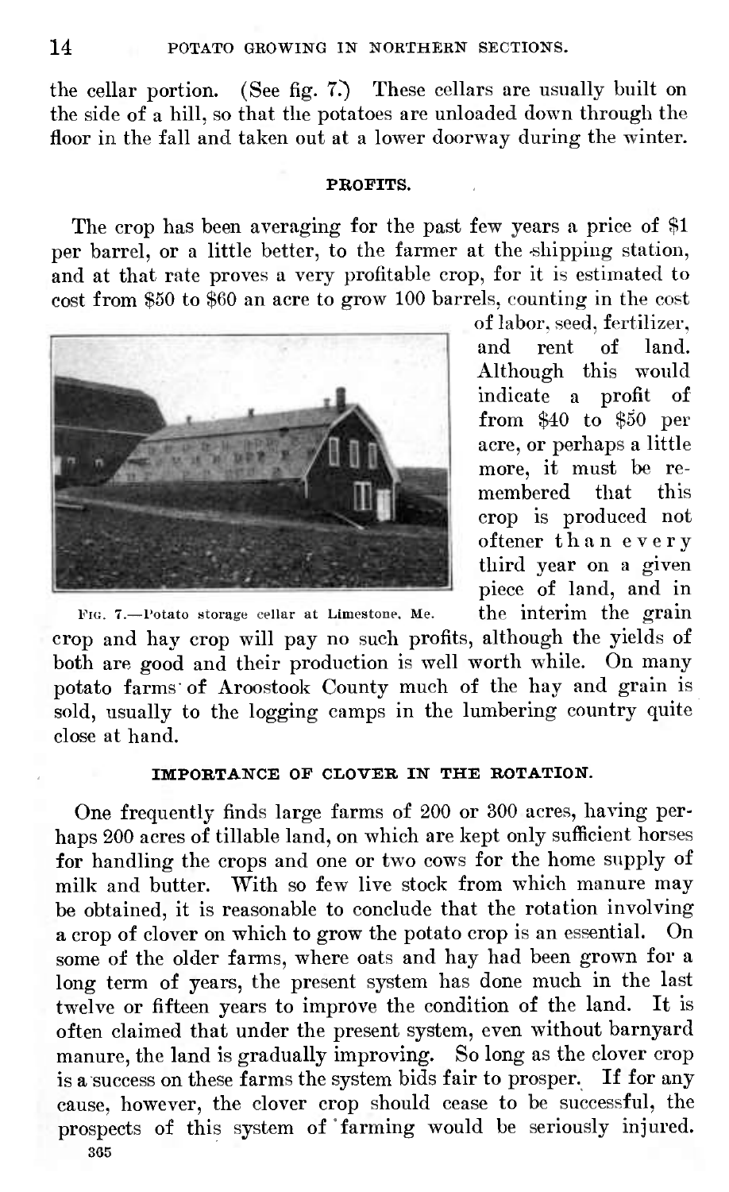the cellar portion. (See fig. 7.) These cellars are usually built on the side of a hill, so that the potatoes are unloaded down through the floor in the fall and taken out at a lower doorway during the winter.

## PROFITS.

The crop has been averaging for the past few years a price of $1 per barrel, or a little better, to the farmer at the shipping station, and at that rate proves a very profitable crop, for it is estimated to cost from $50 to $60 an acre to grow 100 barrels, counting in the cost of labor, seed, fertilizer, and rent of land. Although this would indicate a profit of from $40 to $50 per acre, or perhaps a little more, it must be remembered that this crop is produced not oftener than every third year on a given piece of land, and in the interim the grain crop and hay crop will pay no such profits, although the yields of both are good and their production is well worth while. On many potato farms of Aroostook County much of the hay and grain is sold, usually to the logging camps in the lumbering country quite close at hand.

Fig. 7.—Potato storage cellar at Limestone, Me.

## IMPORTANCE OF CLOVER IN THE ROTATION.

One frequently finds large farms of 200 or 300 acres, having perhaps 200 acres of tillable land, on which are kept only sufficient horses for handling the crops and one or two cows for the home supply of milk and butter. With so few live stock from which manure may be obtained, it is reasonable to conclude that the rotation involving a crop of clover on which to grow the potato crop is an essential. On some of the older farms, where oats and hay had been grown for a long term of years, the present system has done much in the last twelve or fifteen years to improve the condition of the land. It is often claimed that under the present system, even without barnyard manure, the land is gradually improving. So long as the clover crop is a success on these farms the system bids fair to prosper. If for any cause, however, the clover crop should cease to be successful, the prospects of this system of farming would be seriously injured.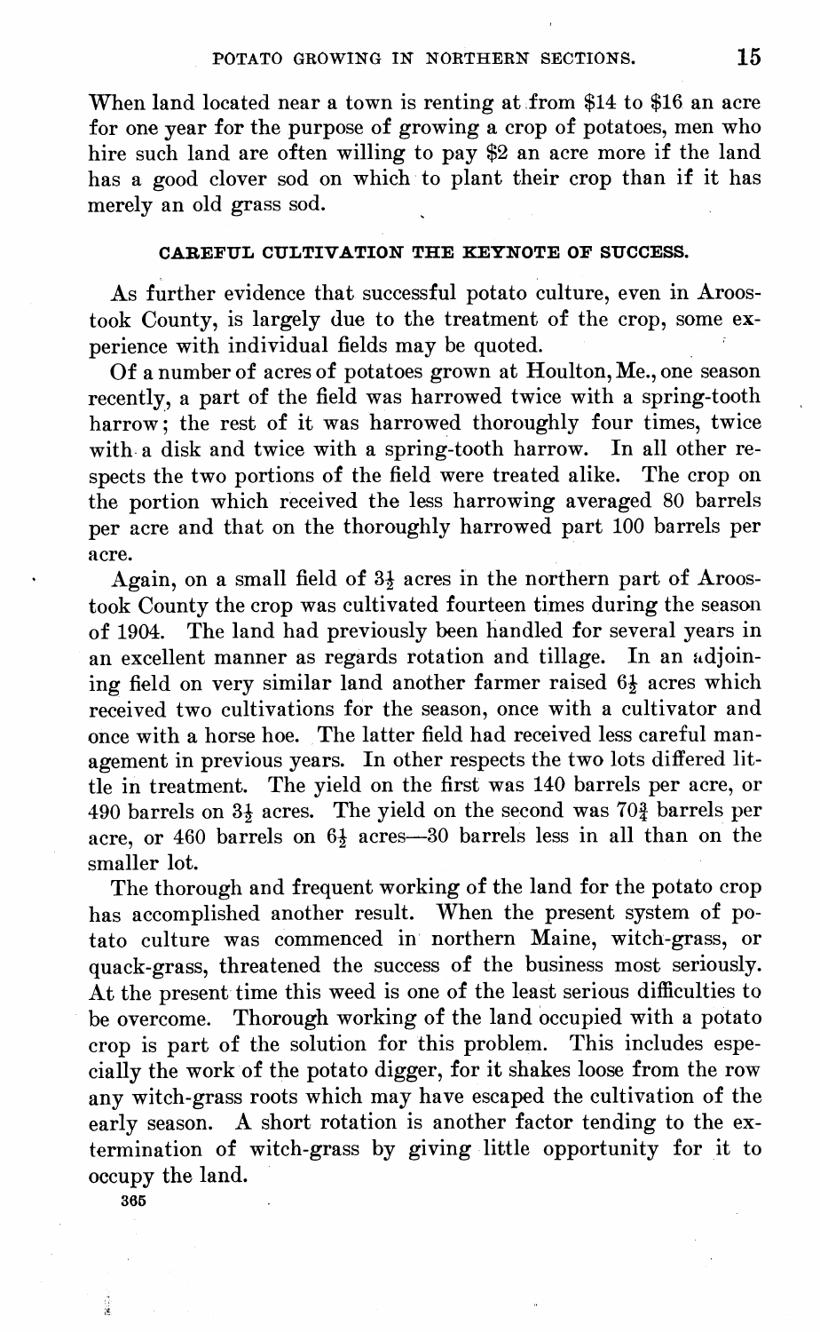When land located near a town is renting at from $14 to $16 an acre for one year for the purpose of growing a crop of potatoes, men who hire such land are often willing to pay $2 an acre more if the land has a good clover sod on which to plant their crop than if it has merely an old grass sod.

### CAREFUL CULTIVATION THE KEYNOTE OF SUCCESS.

As further evidence that successful potato culture, even in Aroostook County, is largely due to the treatment of the crop, some experience with individual fields may be quoted.

Of a number of acres of potatoes grown at Houlton, Me., one season recently, a part of the field was harrowed twice with a spring-tooth harrow; the rest of it was harrowed thoroughly four times, twice with a disk and twice with a spring-tooth harrow. In all other respects the two portions of the field were treated alike. The crop on the portion which received the less harrowing averaged 80 barrels per acre and that on the thoroughly harrowed part 100 barrels per acre.

Again, on a small field of 3½ acres in the northern part of Aroostook County the crop was cultivated fourteen times during the season of 1904. The land had previously been handled for several years in an excellent manner as regards rotation and tillage. In an adjoining field on very similar land another farmer raised 6½ acres which received two cultivations for the season, once with a cultivator and once with a horse hoe. The latter field had received less careful management in previous years. In other respects the two lots differed little in treatment. The yield on the first was 140 barrels per acre, or 490 barrels on 3½ acres. The yield on the second was 70¾ barrels per acre, or 460 barrels on 6½ acres—30 barrels less in all than on the smaller lot.

The thorough and frequent working of the land for the potato crop has accomplished another result. When the present system of potato culture was commenced in northern Maine, witch-grass, or quack-grass, threatened the success of the business most seriously. At the present time this weed is one of the least serious difficulties to be overcome. Thorough working of the land occupied with a potato crop is part of the solution for this problem. This includes especially the work of the potato digger, for it shakes loose from the row any witch-grass roots which may have escaped the cultivation of the early season. A short rotation is another factor tending to the extermination of witch-grass by giving little opportunity for it to occupy the land.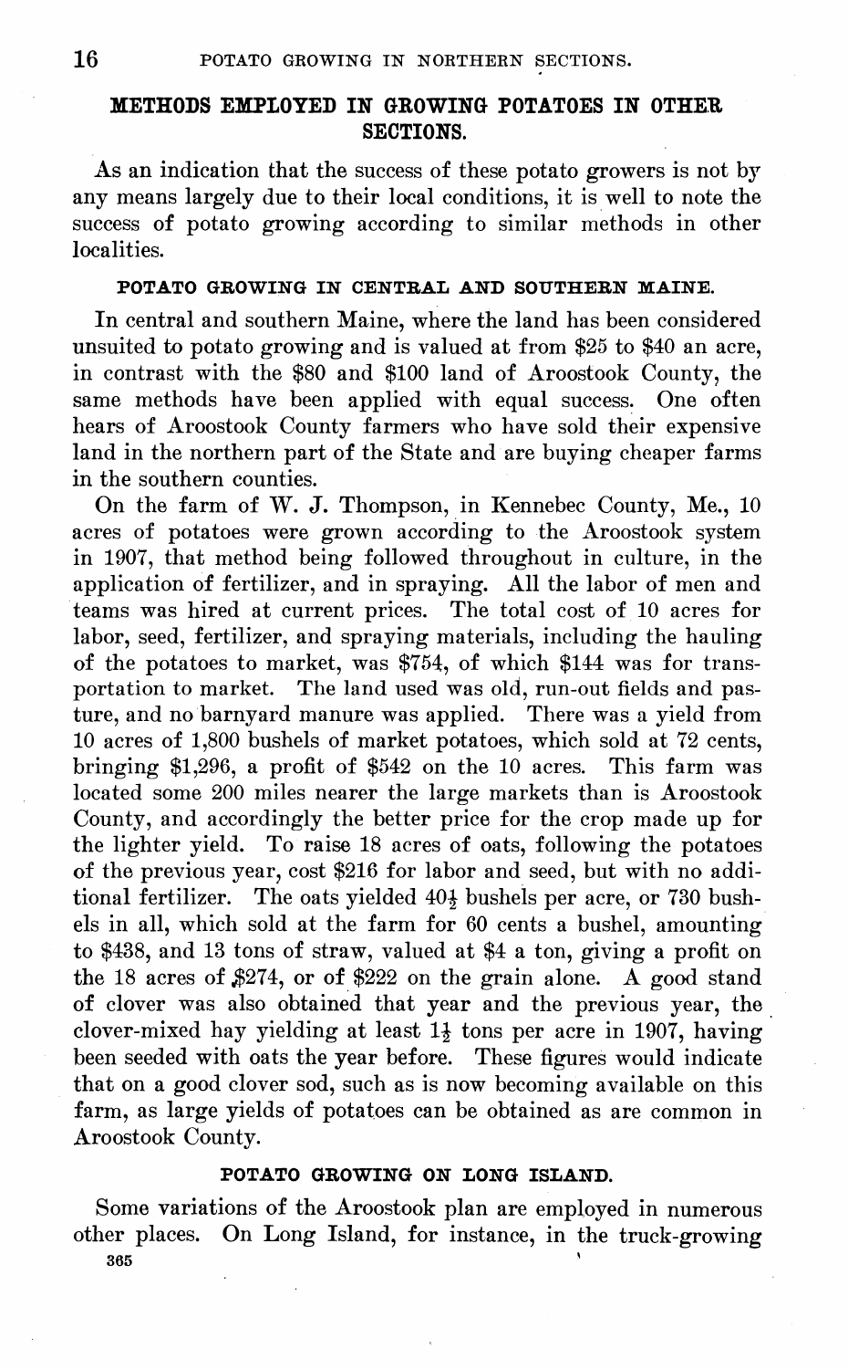## METHODS EMPLOYED IN GROWING POTATOES IN OTHER SECTIONS.

As an indication that the success of these potato growers is not by any means largely due to their local conditions, it is well to note the success of potato growing according to similar methods in other localities.

### POTATO GROWING IN CENTRAL AND SOUTHERN MAINE.

In central and southern Maine, where the land has been considered unsuited to potato growing and is valued at from $25 to $40 an acre, in contrast with the $80 and $100 land of Aroostook County, the same methods have been applied with equal success. One often hears of Aroostook County farmers who have sold their expensive land in the northern part of the State and are buying cheaper farms in the southern counties.

On the farm of W. J. Thompson, in Kennebec County, Me., 10 acres of potatoes were grown according to the Aroostook system in 1907, that method being followed throughout in culture, in the application of fertilizer, and in spraying. All the labor of men and teams was hired at current prices. The total cost of 10 acres for labor, seed, fertilizer, and spraying materials, including the hauling of the potatoes to market, was $754, of which $144 was for transportation to market. The land used was old, run-out fields and pasture, and no barnyard manure was applied. There was a yield from 10 acres of 1,800 bushels of market potatoes, which sold at 72 cents, bringing $1,296, a profit of $542 on the 10 acres. This farm was located some 200 miles nearer the large markets than is Aroostook County, and accordingly the better price for the crop made up for the lighter yield. To raise 18 acres of oats, following the potatoes of the previous year, cost $216 for labor and seed, but with no additional fertilizer. The oats yielded 40½ bushels per acre, or 730 bushels in all, which sold at the farm for 60 cents a bushel, amounting to $438, and 13 tons of straw, valued at $4 a ton, giving a profit on the 18 acres of $274, or of $222 on the grain alone. A good stand of clover was also obtained that year and the previous year, the clover-mixed hay yielding at least 1½ tons per acre in 1907, having been seeded with oats the year before. These figures would indicate that on a good clover sod, such as is now becoming available on this farm, as large yields of potatoes can be obtained as are common in Aroostook County.

### POTATO GROWING ON LONG ISLAND.

Some variations of the Aroostook plan are employed in numerous other places. On Long Island, for instance, in the truck-growing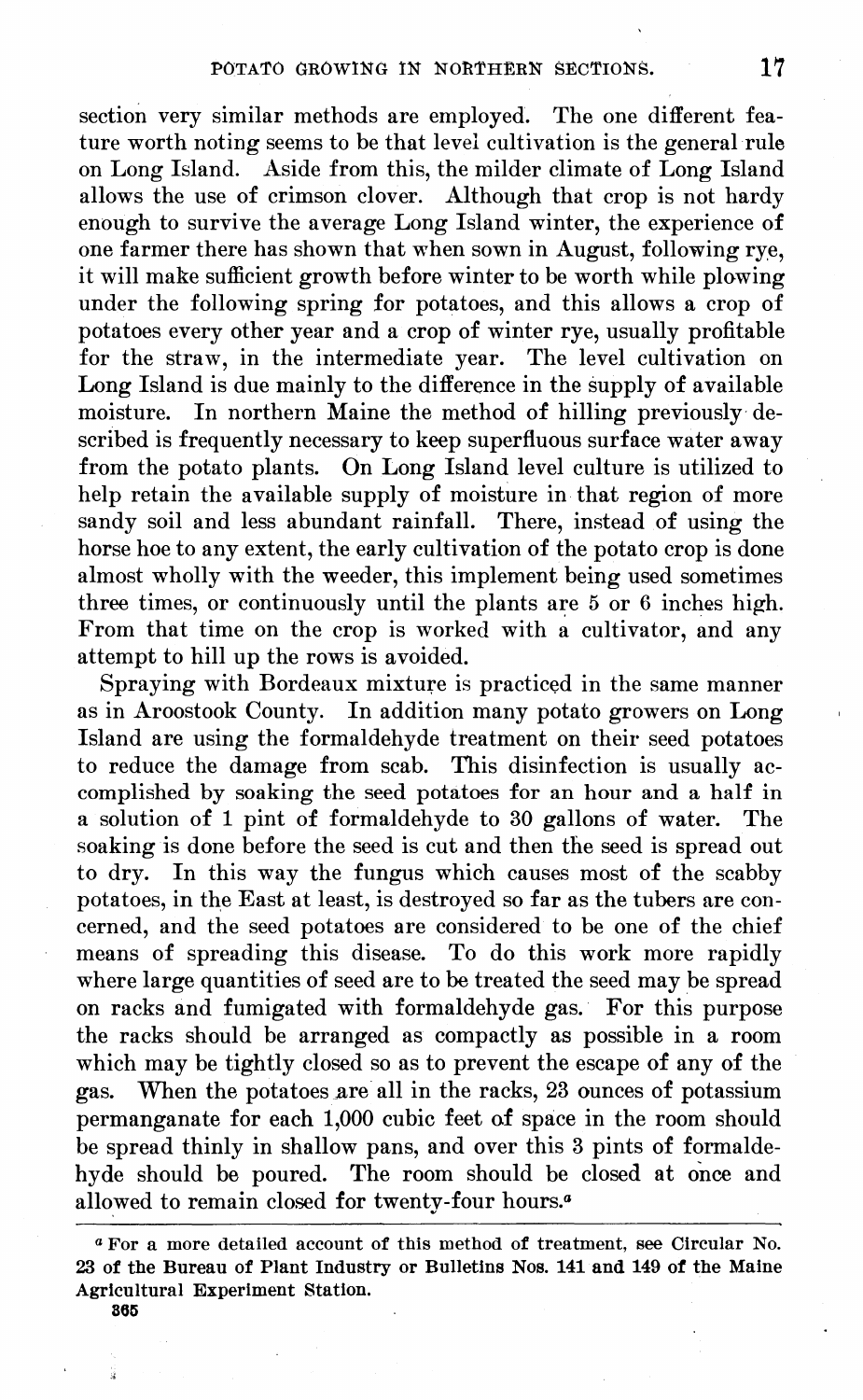section very similar methods are employed. The one different feature worth noting seems to be that level cultivation is the general rule on Long Island. Aside from this, the milder climate of Long Island allows the use of crimson clover. Although that crop is not hardy enough to survive the average Long Island winter, the experience of one farmer there has shown that when sown in August, following rye, it will make sufficient growth before winter to be worth while plowing under the following spring for potatoes, and this allows a crop of potatoes every other year and a crop of winter rye, usually profitable for the straw, in the intermediate year. The level cultivation on Long Island is due mainly to the difference in the supply of available moisture. In northern Maine the method of hilling previously described is frequently necessary to keep superfluous surface water away from the potato plants. On Long Island level culture is utilized to help retain the available supply of moisture in that region of more sandy soil and less abundant rainfall. There, instead of using the horse hoe to any extent, the early cultivation of the potato crop is done almost wholly with the weeder, this implement being used sometimes three times, or continuously until the plants are 5 or 6 inches high. From that time on the crop is worked with a cultivator, and any attempt to hill up the rows is avoided.

Spraying with Bordeaux mixture is practiced in the same manner as in Aroostook County. In addition many potato growers on Long Island are using the formaldehyde treatment on their seed potatoes to reduce the damage from scab. This disinfection is usually accomplished by soaking the seed potatoes for an hour and a half in a solution of 1 pint of formaldehyde to 30 gallons of water. The soaking is done before the seed is cut and then the seed is spread out to dry. In this way the fungus which causes most of the scabby potatoes, in the East at least, is destroyed so far as the tubers are concerned, and the seed potatoes are considered to be one of the chief means of spreading this disease. To do this work more rapidly where large quantities of seed are to be treated the seed may be spread on racks and fumigated with formaldehyde gas. For this purpose the racks should be arranged as compactly as possible in a room which may be tightly closed so as to prevent the escape of any of the gas. When the potatoes are all in the racks, 23 ounces of potassium permanganate for each 1,000 cubic feet of space in the room should be spread thinly in shallow pans, and over this 3 pints of formaldehyde should be poured. The room should be closed at once and allowed to remain closed for twenty-four hours.[a]

---

[a] For a more detailed account of this method of treatment, see Circular No. 23 of the Bureau of Plant Industry or Bulletins Nos. 141 and 149 of the Maine Agricultural Experiment Station.

365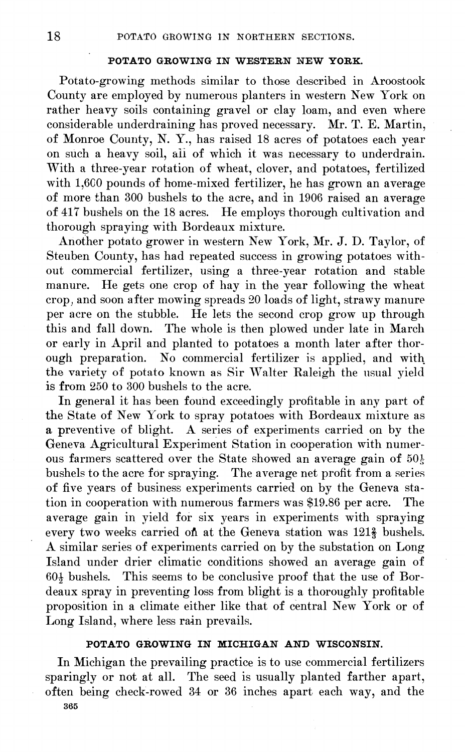## POTATO GROWING IN WESTERN NEW YORK.

Potato-growing methods similar to those described in Aroostook County are employed by numerous planters in western New York on rather heavy soils containing gravel or clay loam, and even where considerable underdraining has proved necessary. Mr. T. E. Martin, of Monroe County, N. Y., has raised 18 acres of potatoes each year on such a heavy soil, all of which it was necessary to underdrain. With a three-year rotation of wheat, clover, and potatoes, fertilized with 1,600 pounds of home-mixed fertilizer, he has grown an average of more than 300 bushels to the acre, and in 1906 raised an average of 417 bushels on the 18 acres. He employs thorough cultivation and thorough spraying with Bordeaux mixture.

Another potato grower in western New York, Mr. J. D. Taylor, of Steuben County, has had repeated success in growing potatoes without commercial fertilizer, using a three-year rotation and stable manure. He gets one crop of hay in the year following the wheat crop, and soon after mowing spreads 20 loads of light, strawy manure per acre on the stubble. He lets the second crop grow up through this and fall down. The whole is then plowed under late in March or early in April and planted to potatoes a month later after thorough preparation. No commercial fertilizer is applied, and with the variety of potato known as Sir Walter Raleigh the usual yield is from 250 to 300 bushels to the acre.

In general it has been found exceedingly profitable in any part of the State of New York to spray potatoes with Bordeaux mixture as a preventive of blight. A series of experiments carried on by the Geneva Agricultural Experiment Station in cooperation with numerous farmers scattered over the State showed an average gain of 50⅕ bushels to the acre for spraying. The average net profit from a series of five years of business experiments carried on by the Geneva station in cooperation with numerous farmers was $19.86 per acre. The average gain in yield for six years in experiments with spraying every two weeks carried on at the Geneva station was 121⅗ bushels. A similar series of experiments carried on by the substation on Long Island under drier climatic conditions showed an average gain of 60½ bushels. This seems to be conclusive proof that the use of Bordeaux spray in preventing loss from blight is a thoroughly profitable proposition in a climate either like that of central New York or of Long Island, where less rain prevails.

## POTATO GROWING IN MICHIGAN AND WISCONSIN.

In Michigan the prevailing practice is to use commercial fertilizers sparingly or not at all. The seed is usually planted farther apart, often being check-rowed 34 or 36 inches apart each way, and the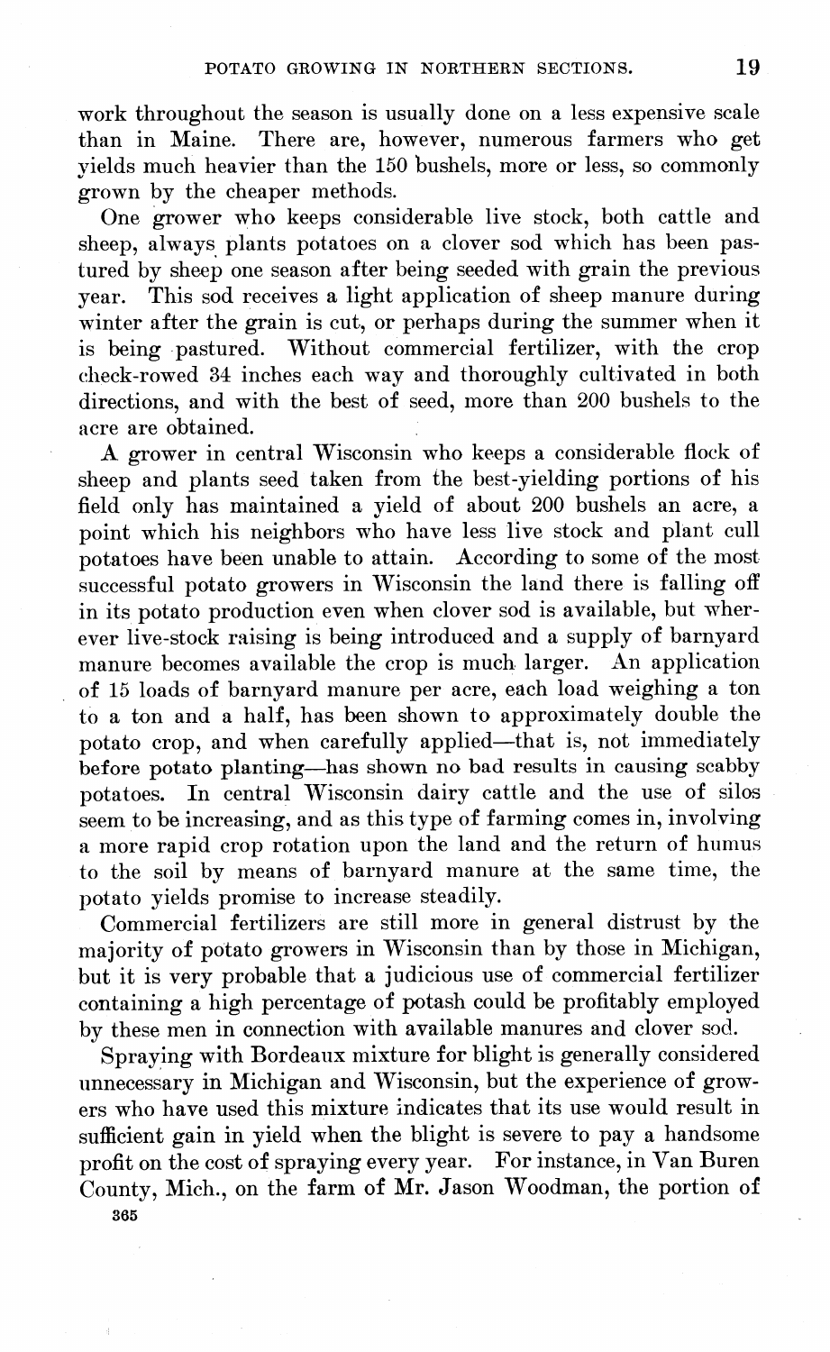work throughout the season is usually done on a less expensive scale than in Maine. There are, however, numerous farmers who get yields much heavier than the 150 bushels, more or less, so commonly grown by the cheaper methods.

One grower who keeps considerable live stock, both cattle and sheep, always plants potatoes on a clover sod which has been pastured by sheep one season after being seeded with grain the previous year. This sod receives a light application of sheep manure during winter after the grain is cut, or perhaps during the summer when it is being pastured. Without commercial fertilizer, with the crop check-rowed 34 inches each way and thoroughly cultivated in both directions, and with the best of seed, more than 200 bushels to the acre are obtained.

A grower in central Wisconsin who keeps a considerable flock of sheep and plants seed taken from the best-yielding portions of his field only has maintained a yield of about 200 bushels an acre, a point which his neighbors who have less live stock and plant cull potatoes have been unable to attain. According to some of the most successful potato growers in Wisconsin the land there is falling off in its potato production even when clover sod is available, but wherever live-stock raising is being introduced and a supply of barnyard manure becomes available the crop is much larger. An application of 15 loads of barnyard manure per acre, each load weighing a ton to a ton and a half, has been shown to approximately double the potato crop, and when carefully applied—that is, not immediately before potato planting—has shown no bad results in causing scabby potatoes. In central Wisconsin dairy cattle and the use of silos seem to be increasing, and as this type of farming comes in, involving a more rapid crop rotation upon the land and the return of humus to the soil by means of barnyard manure at the same time, the potato yields promise to increase steadily.

Commercial fertilizers are still more in general distrust by the majority of potato growers in Wisconsin than by those in Michigan, but it is very probable that a judicious use of commercial fertilizer containing a high percentage of potash could be profitably employed by these men in connection with available manures and clover sod.

Spraying with Bordeaux mixture for blight is generally considered unnecessary in Michigan and Wisconsin, but the experience of growers who have used this mixture indicates that its use would result in sufficient gain in yield when the blight is severe to pay a handsome profit on the cost of spraying every year. For instance, in Van Buren County, Mich., on the farm of Mr. Jason Woodman, the portion of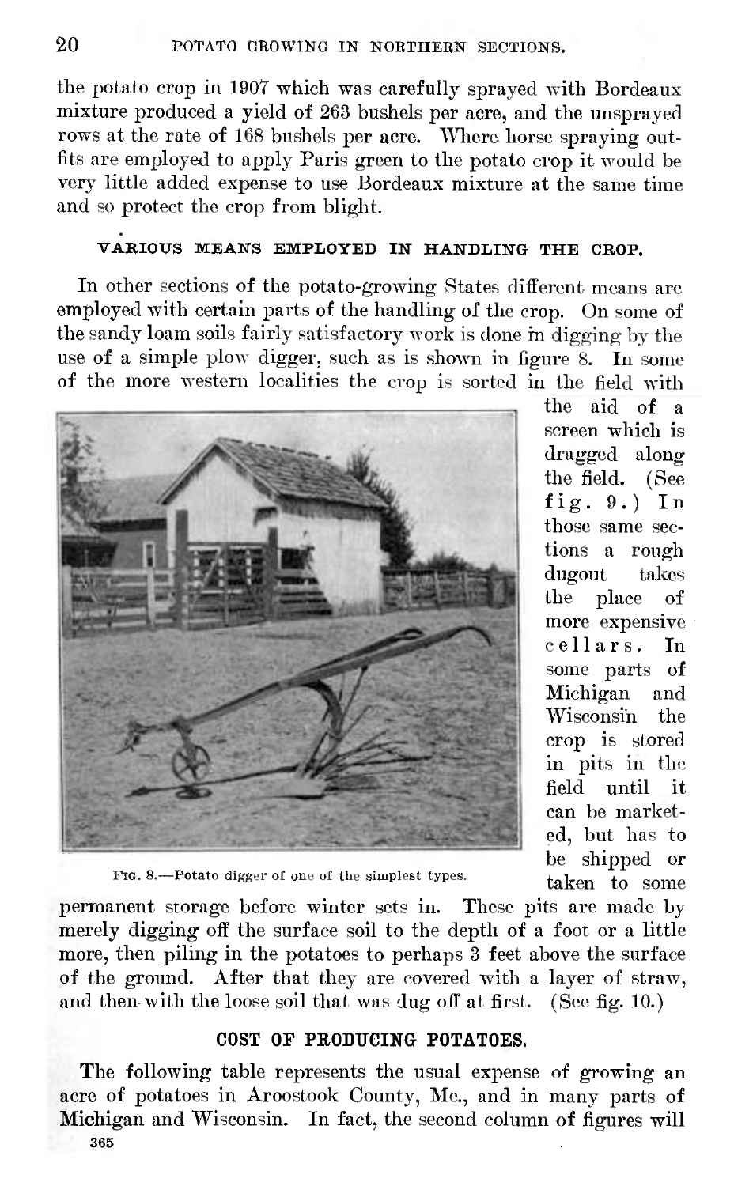the potato crop in 1907 which was carefully sprayed with Bordeaux mixture produced a yield of 263 bushels per acre, and the unsprayed rows at the rate of 168 bushels per acre. Where horse spraying outfits are employed to apply Paris green to the potato crop it would be very little added expense to use Bordeaux mixture at the same time and so protect the crop from blight.

## VARIOUS MEANS EMPLOYED IN HANDLING THE CROP.

In other sections of the potato-growing States different means are employed with certain parts of the handling of the crop. On some of the sandy loam soils fairly satisfactory work is done in digging by the use of a simple plow digger, such as is shown in figure 8. In some of the more western localities the crop is sorted in the field with the aid of a screen which is dragged along the field. (See fig. 9.) In those same sections a rough dugout takes the place of more expensive cellars. In some parts of Michigan and Wisconsin the crop is stored in pits in the field until it can be marketed, but has to be shipped or taken to some permanent storage before winter sets in. These pits are made by merely digging off the surface soil to the depth of a foot or a little more, then piling in the potatoes to perhaps 3 feet above the surface of the ground. After that they are covered with a layer of straw, and then with the loose soil that was dug off at first. (See fig. 10.)

Fig. 8.—Potato digger of one of the simplest types.

## COST OF PRODUCING POTATOES.

The following table represents the usual expense of growing an acre of potatoes in Aroostook County, Me., and in many parts of Michigan and Wisconsin. In fact, the second column of figures will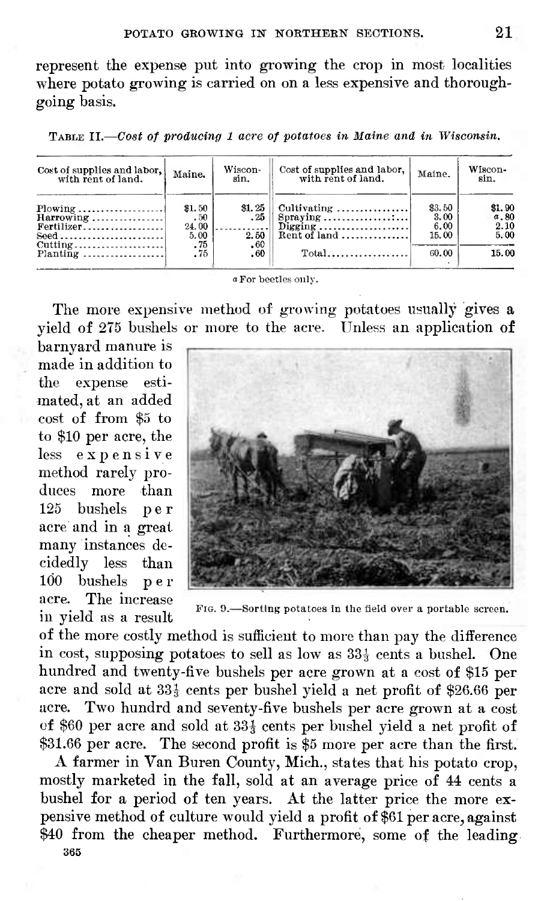represent the expense put into growing the crop in most localities where potato growing is carried on on a less expensive and thoroughgoing basis.

TABLE II.—*Cost of producing 1 acre of potatoes in Maine and in Wisconsin.*

| Cost of supplies and labor, with rent of land. | Maine. | Wisconsin. | Cost of supplies and labor, with rent of land. | Maine. | Wisconsin. |
|---|---|---|---|---|---|
| Plowing | $1.50 | $1.25 | Cultivating | $3.50 | $1.90 |
| Harrowing | .50 | .25 | Spraying | 3.00 | [a].80 |
| Fertilizer | 24.00 | | Digging | 6.00 | 2.10 |
| Seed | 5.00 | 2.50 | Rent of land | 15.00 | 5.00 |
| Cutting | .75 | .60 | | | |
| Planting | .75 | .60 | Total | 60.00 | 15.00 |

[a] For beetles only.

The more expensive method of growing potatoes usually gives a yield of 275 bushels or more to the acre. Unless an application of barnyard manure is made in addition to the expense estimated, at an added cost of from $5 to to $10 per acre, the less expensive method rarely produces more than 125 bushels per acre and in a great many instances decidedly less than 100 bushels per acre. The increase in yield as a result of the more costly method is sufficient to more than pay the difference in cost, supposing potatoes to sell as low as 33⅓ cents a bushel. One hundred and twenty-five bushels per acre grown at a cost of $15 per acre and sold at 33⅓ cents per bushel yield a net profit of $26.66 per acre. Two hundrd and seventy-five bushels per acre grown at a cost of $60 per acre and sold at 33⅓ cents per bushel yield a net profit of $31.66 per acre. The second profit is $5 more per acre than the first.

FIG. 9.—Sorting potatoes in the field over a portable screen.

A farmer in Van Buren County, Mich., states that his potato crop, mostly marketed in the fall, sold at an average price of 44 cents a bushel for a period of ten years. At the latter price the more expensive method of culture would yield a profit of $61 per acre, against $40 from the cheaper method. Furthermore, some of the leading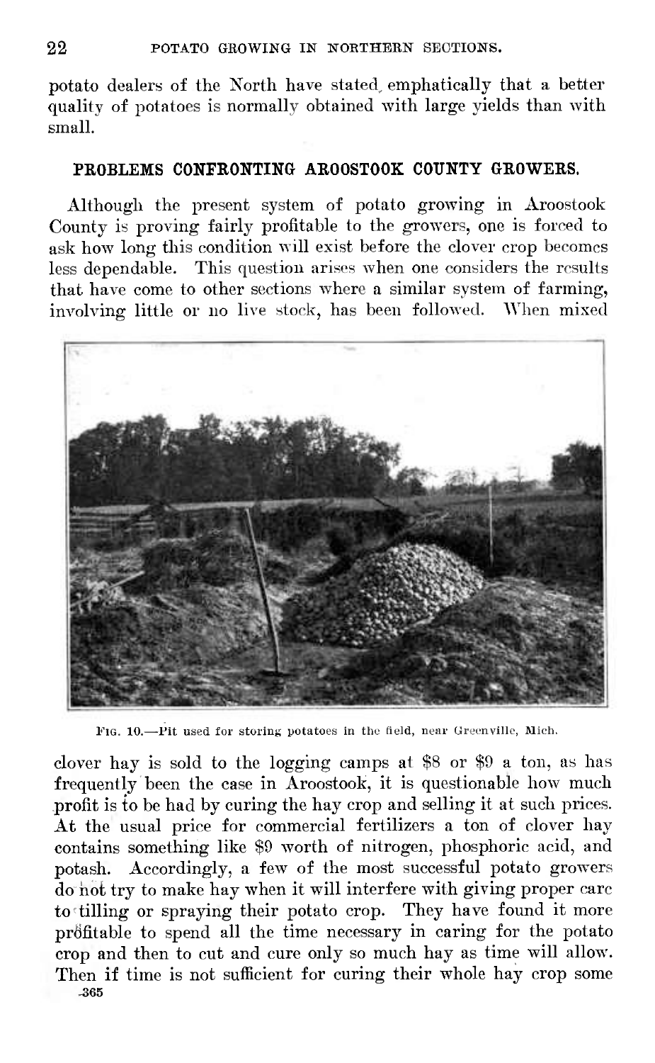potato dealers of the North have stated emphatically that a better quality of potatoes is normally obtained with large yields than with small.

## PROBLEMS CONFRONTING AROOSTOOK COUNTY GROWERS.

Although the present system of potato growing in Aroostook County is proving fairly profitable to the growers, one is forced to ask how long this condition will exist before the clover crop becomes less dependable. This question arises when one considers the results that have come to other sections where a similar system of farming, involving little or no live stock, has been followed. When mixed

FIG. 10.—Pit used for storing potatoes in the field, near Greenville, Mich.

clover hay is sold to the logging camps at $8 or $9 a ton, as has frequently been the case in Aroostook, it is questionable how much profit is to be had by curing the hay crop and selling it at such prices. At the usual price for commercial fertilizers a ton of clover hay contains something like $9 worth of nitrogen, phosphoric acid, and potash. Accordingly, a few of the most successful potato growers do not try to make hay when it will interfere with giving proper care to tilling or spraying their potato crop. They have found it more profitable to spend all the time necessary in caring for the potato crop and then to cut and cure only so much hay as time will allow. Then if time is not sufficient for curing their whole hay crop some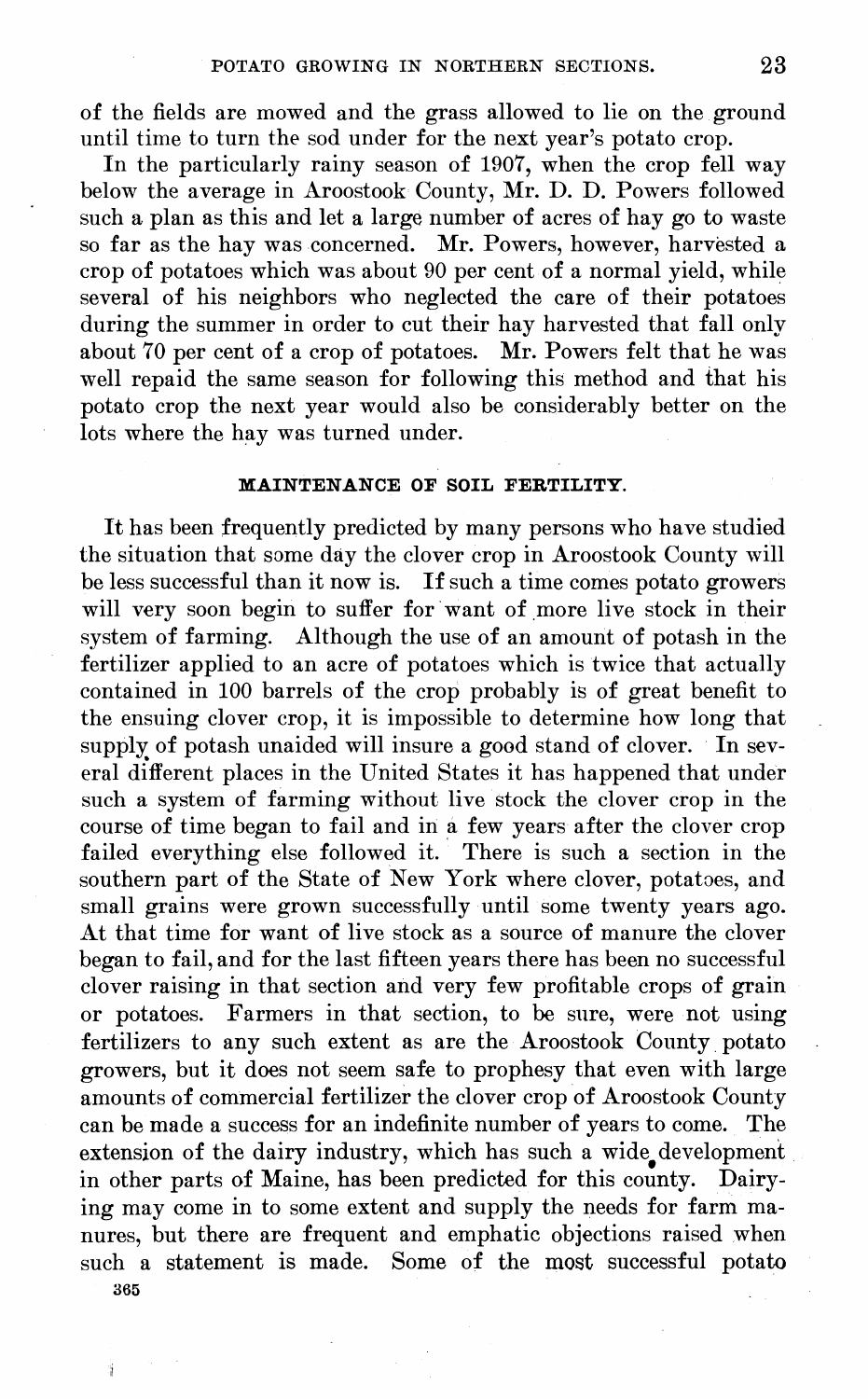of the fields are mowed and the grass allowed to lie on the ground until time to turn the sod under for the next year's potato crop.

In the particularly rainy season of 1907, when the crop fell way below the average in Aroostook County, Mr. D. D. Powers followed such a plan as this and let a large number of acres of hay go to waste so far as the hay was concerned. Mr. Powers, however, harvested a crop of potatoes which was about 90 per cent of a normal yield, while several of his neighbors who neglected the care of their potatoes during the summer in order to cut their hay harvested that fall only about 70 per cent of a crop of potatoes. Mr. Powers felt that he was well repaid the same season for following this method and that his potato crop the next year would also be considerably better on the lots where the hay was turned under.

## MAINTENANCE OF SOIL FERTILITY.

It has been frequently predicted by many persons who have studied the situation that some day the clover crop in Aroostook County will be less successful than it now is. If such a time comes potato growers will very soon begin to suffer for want of more live stock in their system of farming. Although the use of an amount of potash in the fertilizer applied to an acre of potatoes which is twice that actually contained in 100 barrels of the crop probably is of great benefit to the ensuing clover crop, it is impossible to determine how long that supply of potash unaided will insure a good stand of clover. In several different places in the United States it has happened that under such a system of farming without live stock the clover crop in the course of time began to fail and in a few years after the clover crop failed everything else followed it. There is such a section in the southern part of the State of New York where clover, potatoes, and small grains were grown successfully until some twenty years ago. At that time for want of live stock as a source of manure the clover began to fail, and for the last fifteen years there has been no successful clover raising in that section and very few profitable crops of grain or potatoes. Farmers in that section, to be sure, were not using fertilizers to any such extent as are the Aroostook County potato growers, but it does not seem safe to prophesy that even with large amounts of commercial fertilizer the clover crop of Aroostook County can be made a success for an indefinite number of years to come. The extension of the dairy industry, which has such a wide development in other parts of Maine, has been predicted for this county. Dairying may come in to some extent and supply the needs for farm manures, but there are frequent and emphatic objections raised when such a statement is made. Some of the most successful potato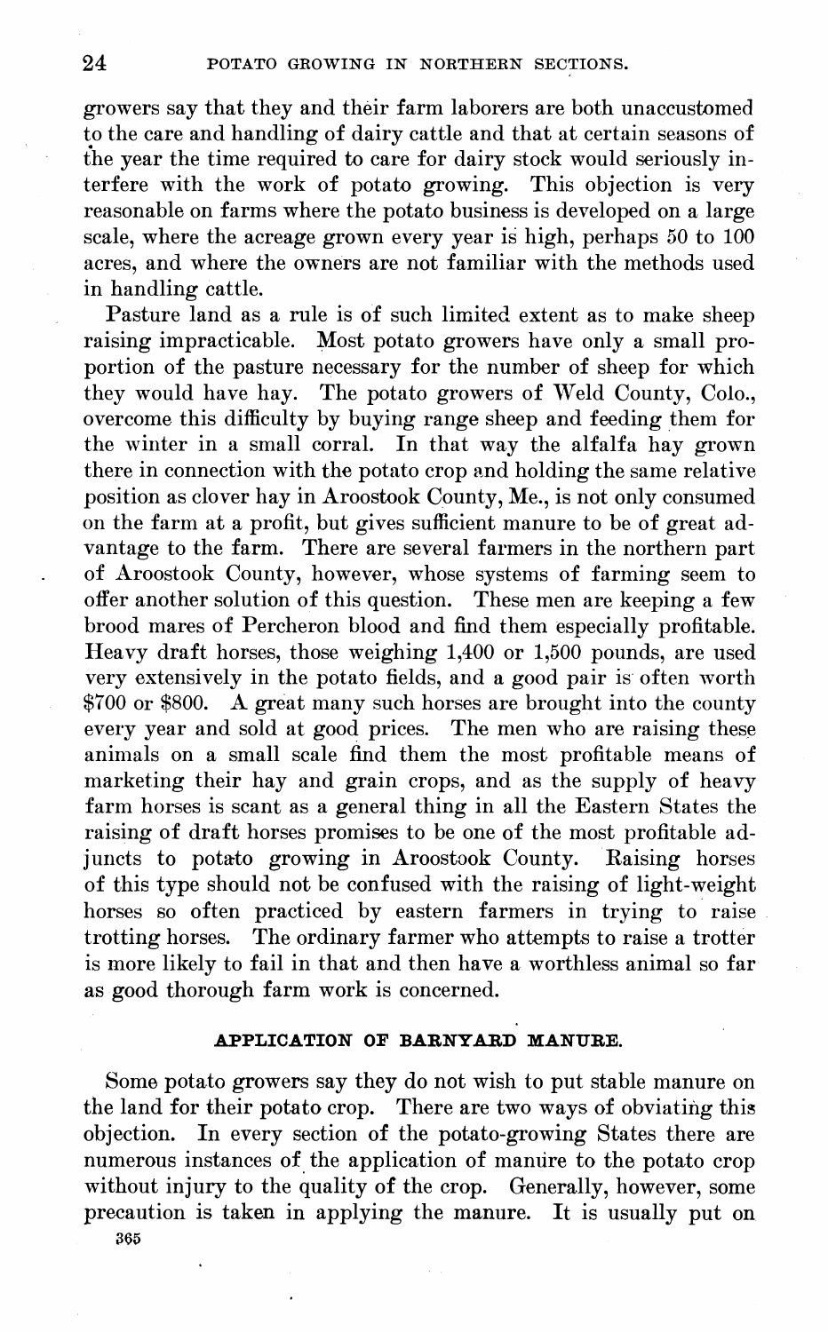growers say that they and their farm laborers are both unaccustomed to the care and handling of dairy cattle and that at certain seasons of the year the time required to care for dairy stock would seriously interfere with the work of potato growing. This objection is very reasonable on farms where the potato business is developed on a large scale, where the acreage grown every year is high, perhaps 50 to 100 acres, and where the owners are not familiar with the methods used in handling cattle.

Pasture land as a rule is of such limited extent as to make sheep raising impracticable. Most potato growers have only a small proportion of the pasture necessary for the number of sheep for which they would have hay. The potato growers of Weld County, Colo., overcome this difficulty by buying range sheep and feeding them for the winter in a small corral. In that way the alfalfa hay grown there in connection with the potato crop and holding the same relative position as clover hay in Aroostook County, Me., is not only consumed on the farm at a profit, but gives sufficient manure to be of great advantage to the farm. There are several farmers in the northern part of Aroostook County, however, whose systems of farming seem to offer another solution of this question. These men are keeping a few brood mares of Percheron blood and find them especially profitable. Heavy draft horses, those weighing 1,400 or 1,500 pounds, are used very extensively in the potato fields, and a good pair is often worth $700 or $800. A great many such horses are brought into the county every year and sold at good prices. The men who are raising these animals on a small scale find them the most profitable means of marketing their hay and grain crops, and as the supply of heavy farm horses is scant as a general thing in all the Eastern States the raising of draft horses promises to be one of the most profitable adjuncts to potato growing in Aroostook County. Raising horses of this type should not be confused with the raising of light-weight horses so often practiced by eastern farmers in trying to raise trotting horses. The ordinary farmer who attempts to raise a trotter is more likely to fail in that and then have a worthless animal so far as good thorough farm work is concerned.

## APPLICATION OF BARNYARD MANURE.

Some potato growers say they do not wish to put stable manure on the land for their potato crop. There are two ways of obviating this objection. In every section of the potato-growing States there are numerous instances of the application of manure to the potato crop without injury to the quality of the crop. Generally, however, some precaution is taken in applying the manure. It is usually put on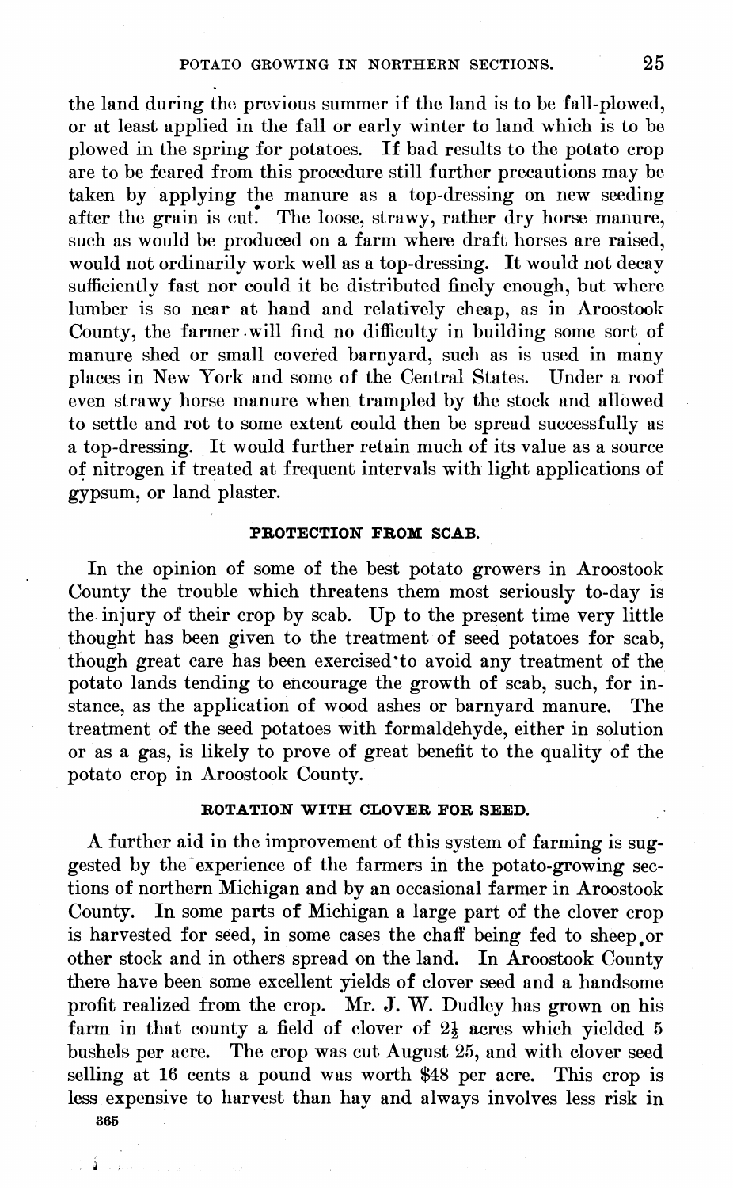the land during the previous summer if the land is to be fall-plowed, or at least applied in the fall or early winter to land which is to be plowed in the spring for potatoes. If bad results to the potato crop are to be feared from this procedure still further precautions may be taken by applying the manure as a top-dressing on new seeding after the grain is cut. The loose, strawy, rather dry horse manure, such as would be produced on a farm where draft horses are raised, would not ordinarily work well as a top-dressing. It would not decay sufficiently fast nor could it be distributed finely enough, but where lumber is so near at hand and relatively cheap, as in Aroostook County, the farmer will find no difficulty in building some sort of manure shed or small covered barnyard, such as is used in many places in New York and some of the Central States. Under a roof even strawy horse manure when trampled by the stock and allowed to settle and rot to some extent could then be spread successfully as a top-dressing. It would further retain much of its value as a source of nitrogen if treated at frequent intervals with light applications of gypsum, or land plaster.

## PROTECTION FROM SCAB.

In the opinion of some of the best potato growers in Aroostook County the trouble which threatens them most seriously to-day is the injury of their crop by scab. Up to the present time very little thought has been given to the treatment of seed potatoes for scab, though great care has been exercised to avoid any treatment of the potato lands tending to encourage the growth of scab, such, for instance, as the application of wood ashes or barnyard manure. The treatment of the seed potatoes with formaldehyde, either in solution or as a gas, is likely to prove of great benefit to the quality of the potato crop in Aroostook County.

## ROTATION WITH CLOVER FOR SEED.

A further aid in the improvement of this system of farming is suggested by the experience of the farmers in the potato-growing sections of northern Michigan and by an occasional farmer in Aroostook County. In some parts of Michigan a large part of the clover crop is harvested for seed, in some cases the chaff being fed to sheep or other stock and in others spread on the land. In Aroostook County there have been some excellent yields of clover seed and a handsome profit realized from the crop. Mr. J. W. Dudley has grown on his farm in that county a field of clover of $2\frac{1}{2}$ acres which yielded 5 bushels per acre. The crop was cut August 25, and with clover seed selling at 16 cents a pound was worth $48 per acre. This crop is less expensive to harvest than hay and always involves less risk in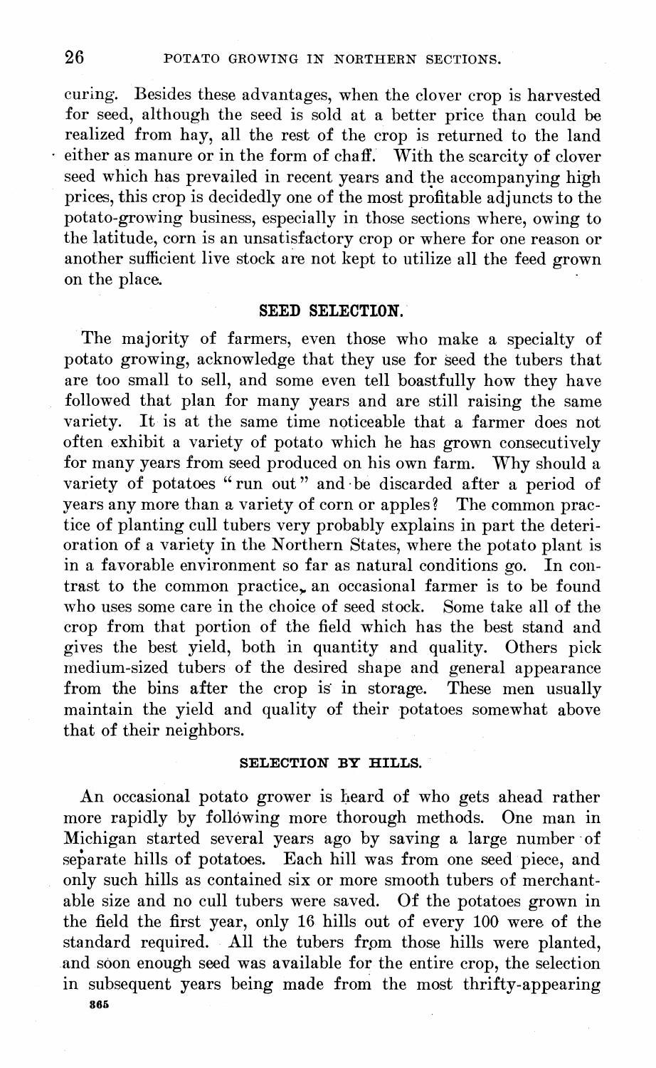curing. Besides these advantages, when the clover crop is harvested for seed, although the seed is sold at a better price than could be realized from hay, all the rest of the crop is returned to the land either as manure or in the form of chaff. With the scarcity of clover seed which has prevailed in recent years and the accompanying high prices, this crop is decidedly one of the most profitable adjuncts to the potato-growing business, especially in those sections where, owing to the latitude, corn is an unsatisfactory crop or where for one reason or another sufficient live stock are not kept to utilize all the feed grown on the place.

## SEED SELECTION.

The majority of farmers, even those who make a specialty of potato growing, acknowledge that they use for seed the tubers that are too small to sell, and some even tell boastfully how they have followed that plan for many years and are still raising the same variety. It is at the same time noticeable that a farmer does not often exhibit a variety of potato which he has grown consecutively for many years from seed produced on his own farm. Why should a variety of potatoes "run out" and be discarded after a period of years any more than a variety of corn or apples? The common practice of planting cull tubers very probably explains in part the deterioration of a variety in the Northern States, where the potato plant is in a favorable environment so far as natural conditions go. In contrast to the common practice, an occasional farmer is to be found who uses some care in the choice of seed stock. Some take all of the crop from that portion of the field which has the best stand and gives the best yield, both in quantity and quality. Others pick medium-sized tubers of the desired shape and general appearance from the bins after the crop is in storage. These men usually maintain the yield and quality of their potatoes somewhat above that of their neighbors.

### SELECTION BY HILLS.

An occasional potato grower is heard of who gets ahead rather more rapidly by following more thorough methods. One man in Michigan started several years ago by saving a large number of separate hills of potatoes. Each hill was from one seed piece, and only such hills as contained six or more smooth tubers of merchantable size and no cull tubers were saved. Of the potatoes grown in the field the first year, only 16 hills out of every 100 were of the standard required. All the tubers from those hills were planted, and soon enough seed was available for the entire crop, the selection in subsequent years being made from the most thrifty-appearing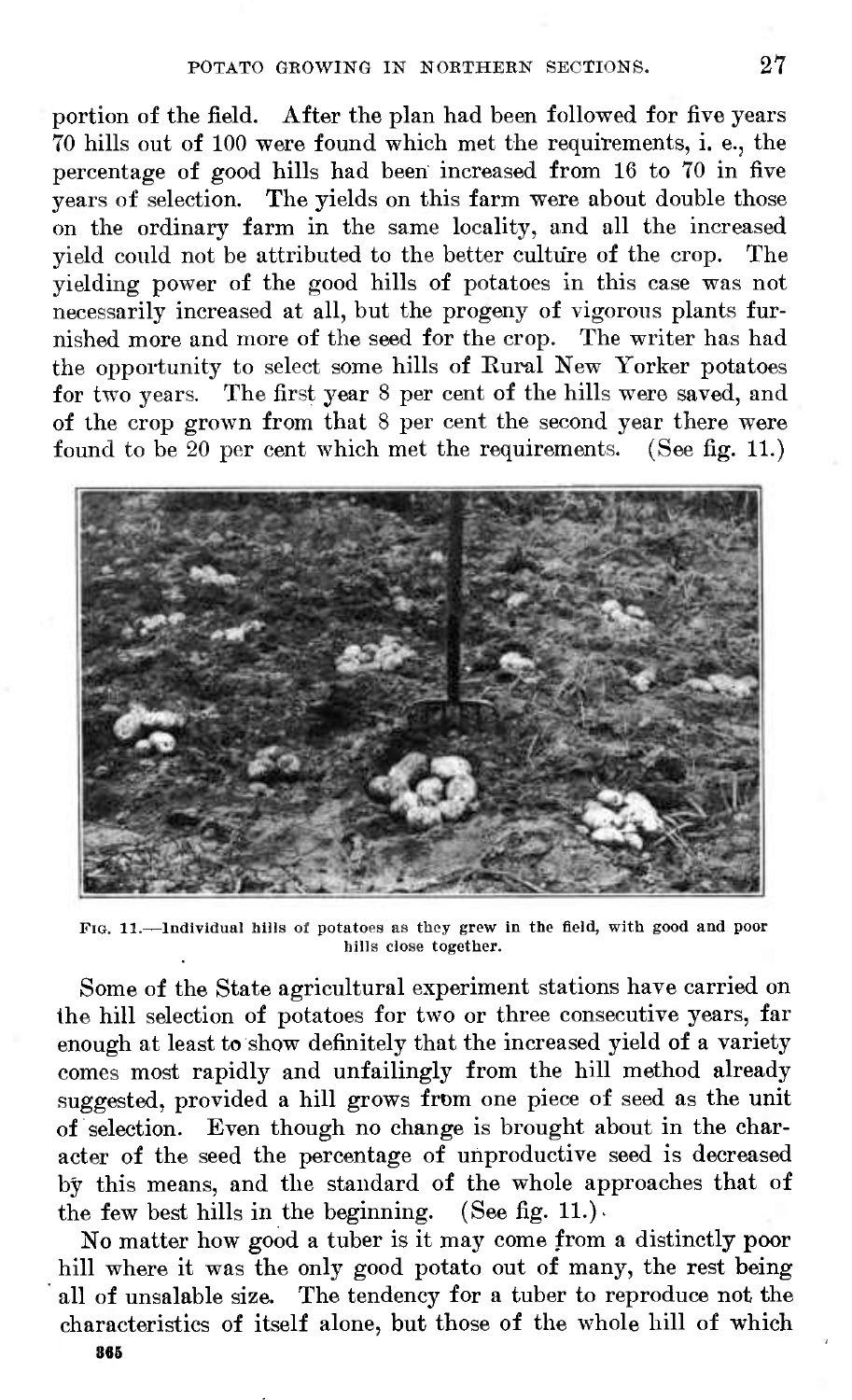portion of the field. After the plan had been followed for five years 70 hills out of 100 were found which met the requirements, i. e., the percentage of good hills had been increased from 16 to 70 in five years of selection. The yields on this farm were about double those on the ordinary farm in the same locality, and all the increased yield could not be attributed to the better culture of the crop. The yielding power of the good hills of potatoes in this case was not necessarily increased at all, but the progeny of vigorous plants furnished more and more of the seed for the crop. The writer has had the opportunity to select some hills of Rural New Yorker potatoes for two years. The first year 8 per cent of the hills were saved, and of the crop grown from that 8 per cent the second year there were found to be 20 per cent which met the requirements. (See fig. 11.)

Fig. 11.—Individual hills of potatoes as they grew in the field, with good and poor hills close together.

Some of the State agricultural experiment stations have carried on the hill selection of potatoes for two or three consecutive years, far enough at least to show definitely that the increased yield of a variety comes most rapidly and unfailingly from the hill method already suggested, provided a hill grows from one piece of seed as the unit of selection. Even though no change is brought about in the character of the seed the percentage of unproductive seed is decreased by this means, and the standard of the whole approaches that of the few best hills in the beginning. (See fig. 11.)

No matter how good a tuber is it may come from a distinctly poor hill where it was the only good potato out of many, the rest being all of unsalable size. The tendency for a tuber to reproduce not the characteristics of itself alone, but those of the whole hill of which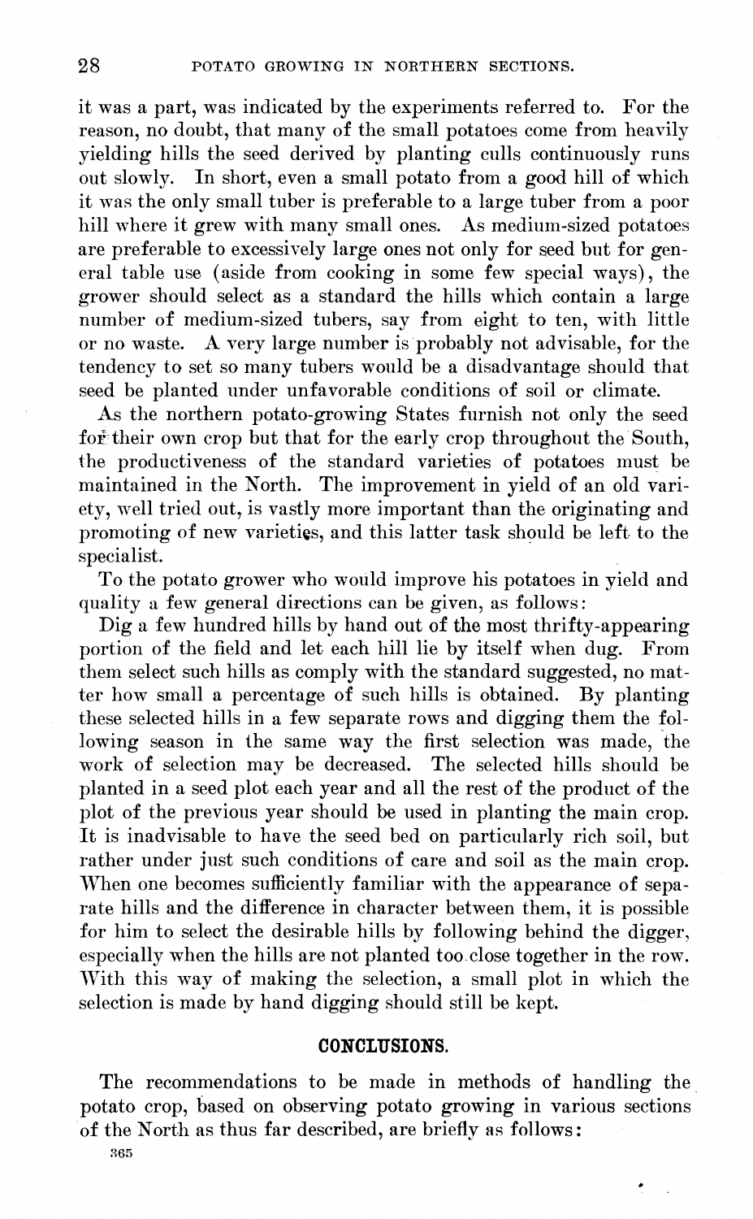it was a part, was indicated by the experiments referred to. For the reason, no doubt, that many of the small potatoes come from heavily yielding hills the seed derived by planting culls continuously runs out slowly. In short, even a small potato from a good hill of which it was the only small tuber is preferable to a large tuber from a poor hill where it grew with many small ones. As medium-sized potatoes are preferable to excessively large ones not only for seed but for general table use (aside from cooking in some few special ways), the grower should select as a standard the hills which contain a large number of medium-sized tubers, say from eight to ten, with little or no waste. A very large number is probably not advisable, for the tendency to set so many tubers would be a disadvantage should that seed be planted under unfavorable conditions of soil or climate.

As the northern potato-growing States furnish not only the seed for their own crop but that for the early crop throughout the South, the productiveness of the standard varieties of potatoes must be maintained in the North. The improvement in yield of an old variety, well tried out, is vastly more important than the originating and promoting of new varieties, and this latter task should be left to the specialist.

To the potato grower who would improve his potatoes in yield and quality a few general directions can be given, as follows:

Dig a few hundred hills by hand out of the most thrifty-appearing portion of the field and let each hill lie by itself when dug. From them select such hills as comply with the standard suggested, no matter how small a percentage of such hills is obtained. By planting these selected hills in a few separate rows and digging them the following season in the same way the first selection was made, the work of selection may be decreased. The selected hills should be planted in a seed plot each year and all the rest of the product of the plot of the previous year should be used in planting the main crop. It is inadvisable to have the seed bed on particularly rich soil, but rather under just such conditions of care and soil as the main crop. When one becomes sufficiently familiar with the appearance of separate hills and the difference in character between them, it is possible for him to select the desirable hills by following behind the digger, especially when the hills are not planted too close together in the row. With this way of making the selection, a small plot in which the selection is made by hand digging should still be kept.

## CONCLUSIONS.

The recommendations to be made in methods of handling the potato crop, based on observing potato growing in various sections of the North as thus far described, are briefly as follows: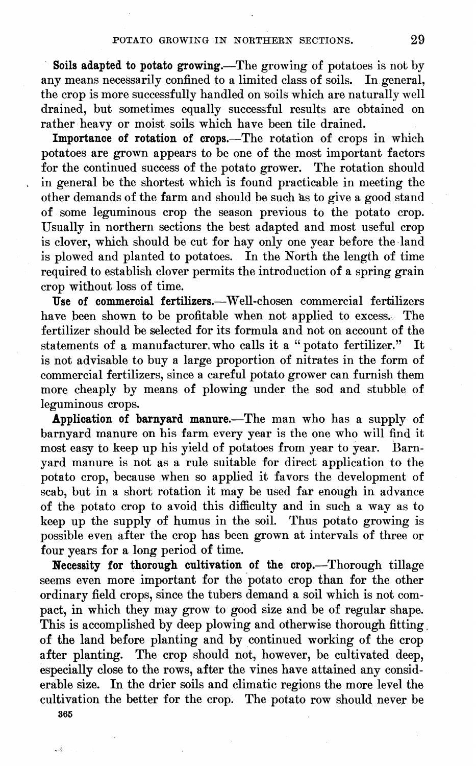**Soils adapted to potato growing.**—The growing of potatoes is not by any means necessarily confined to a limited class of soils. In general, the crop is more successfully handled on soils which are naturally well drained, but sometimes equally successful results are obtained on rather heavy or moist soils which have been tile drained.

**Importance of rotation of crops.**—The rotation of crops in which potatoes are grown appears to be one of the most important factors for the continued success of the potato grower. The rotation should in general be the shortest which is found practicable in meeting the other demands of the farm and should be such as to give a good stand of some leguminous crop the season previous to the potato crop. Usually in northern sections the best adapted and most useful crop is clover, which should be cut for hay only one year before the land is plowed and planted to potatoes. In the North the length of time required to establish clover permits the introduction of a spring grain crop without loss of time.

**Use of commercial fertilizers.**—Well-chosen commercial fertilizers have been shown to be profitable when not applied to excess. The fertilizer should be selected for its formula and not on account of the statements of a manufacturer who calls it a "potato fertilizer." It is not advisable to buy a large proportion of nitrates in the form of commercial fertilizers, since a careful potato grower can furnish them more cheaply by means of plowing under the sod and stubble of leguminous crops.

**Application of barnyard manure.**—The man who has a supply of barnyard manure on his farm every year is the one who will find it most easy to keep up his yield of potatoes from year to year. Barnyard manure is not as a rule suitable for direct application to the potato crop, because when so applied it favors the development of scab, but in a short rotation it may be used far enough in advance of the potato crop to avoid this difficulty and in such a way as to keep up the supply of humus in the soil. Thus potato growing is possible even after the crop has been grown at intervals of three or four years for a long period of time.

**Necessity for thorough cultivation of the crop.**—Thorough tillage seems even more important for the potato crop than for the other ordinary field crops, since the tubers demand a soil which is not compact, in which they may grow to good size and be of regular shape. This is accomplished by deep plowing and otherwise thorough fitting of the land before planting and by continued working of the crop after planting. The crop should not, however, be cultivated deep, especially close to the rows, after the vines have attained any considerable size. In the drier soils and climatic regions the more level the cultivation the better for the crop. The potato row should never be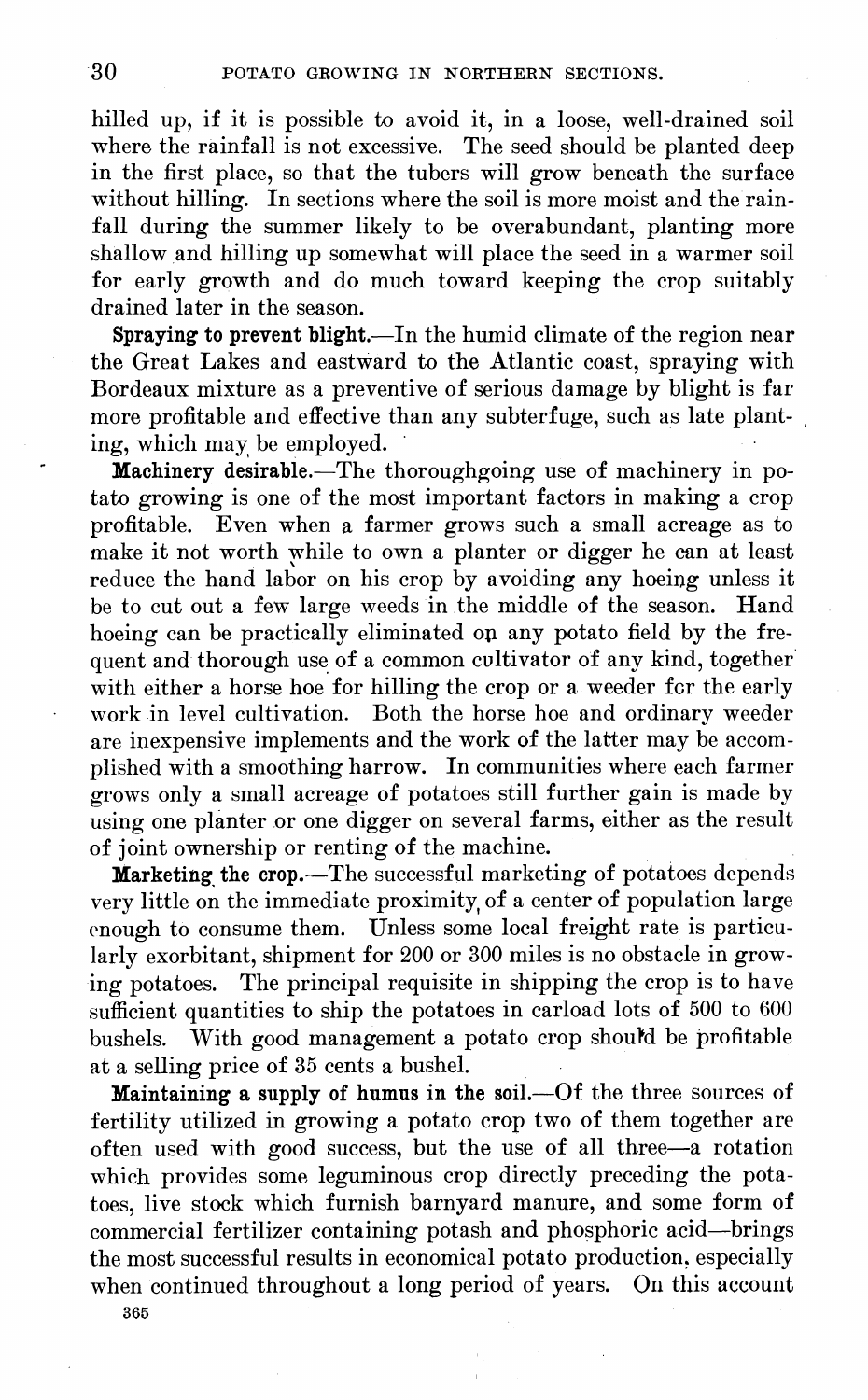hilled up, if it is possible to avoid it, in a loose, well-drained soil where the rainfall is not excessive. The seed should be planted deep in the first place, so that the tubers will grow beneath the surface without hilling. In sections where the soil is more moist and the rainfall during the summer likely to be overabundant, planting more shallow and hilling up somewhat will place the seed in a warmer soil for early growth and do much toward keeping the crop suitably drained later in the season.

**Spraying to prevent blight.**—In the humid climate of the region near the Great Lakes and eastward to the Atlantic coast, spraying with Bordeaux mixture as a preventive of serious damage by blight is far more profitable and effective than any subterfuge, such as late planting, which may be employed.

**Machinery desirable.**—The thoroughgoing use of machinery in potato growing is one of the most important factors in making a crop profitable. Even when a farmer grows such a small acreage as to make it not worth while to own a planter or digger he can at least reduce the hand labor on his crop by avoiding any hoeing unless it be to cut out a few large weeds in the middle of the season. Hand hoeing can be practically eliminated on any potato field by the frequent and thorough use of a common cultivator of any kind, together with either a horse hoe for hilling the crop or a weeder for the early work in level cultivation. Both the horse hoe and ordinary weeder are inexpensive implements and the work of the latter may be accomplished with a smoothing harrow. In communities where each farmer grows only a small acreage of potatoes still further gain is made by using one planter or one digger on several farms, either as the result of joint ownership or renting of the machine.

**Marketing the crop.**—The successful marketing of potatoes depends very little on the immediate proximity of a center of population large enough to consume them. Unless some local freight rate is particularly exorbitant, shipment for 200 or 300 miles is no obstacle in growing potatoes. The principal requisite in shipping the crop is to have sufficient quantities to ship the potatoes in carload lots of 500 to 600 bushels. With good management a potato crop should be profitable at a selling price of 35 cents a bushel.

**Maintaining a supply of humus in the soil.**—Of the three sources of fertility utilized in growing a potato crop two of them together are often used with good success, but the use of all three—a rotation which provides some leguminous crop directly preceding the potatoes, live stock which furnish barnyard manure, and some form of commercial fertilizer containing potash and phosphoric acid—brings the most successful results in economical potato production, especially when continued throughout a long period of years. On this account

365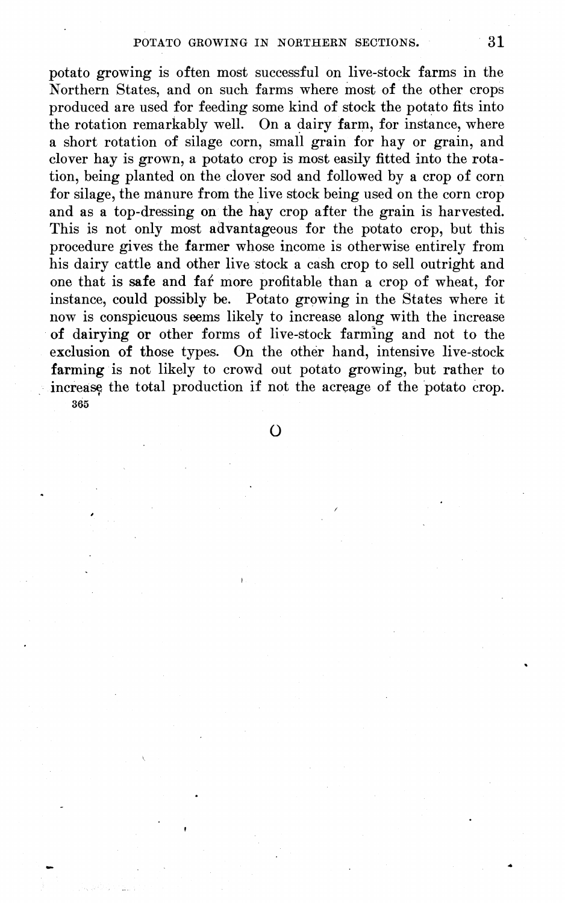potato growing is often most successful on live-stock farms in the Northern States, and on such farms where most of the other crops produced are used for feeding some kind of stock the potato fits into the rotation remarkably well. On a dairy farm, for instance, where a short rotation of silage corn, small grain for hay or grain, and clover hay is grown, a potato crop is most easily fitted into the rotation, being planted on the clover sod and followed by a crop of corn for silage, the manure from the live stock being used on the corn crop and as a top-dressing on the hay crop after the grain is harvested. This is not only most advantageous for the potato crop, but this procedure gives the farmer whose income is otherwise entirely from his dairy cattle and other live stock a cash crop to sell outright and one that is safe and far more profitable than a crop of wheat, for instance, could possibly be. Potato growing in the States where it now is conspicuous seems likely to increase along with the increase of dairying or other forms of live-stock farming and not to the exclusion of those types. On the other hand, intensive live-stock farming is not likely to crowd out potato growing, but rather to increase the total production if not the acreage of the potato crop.

365